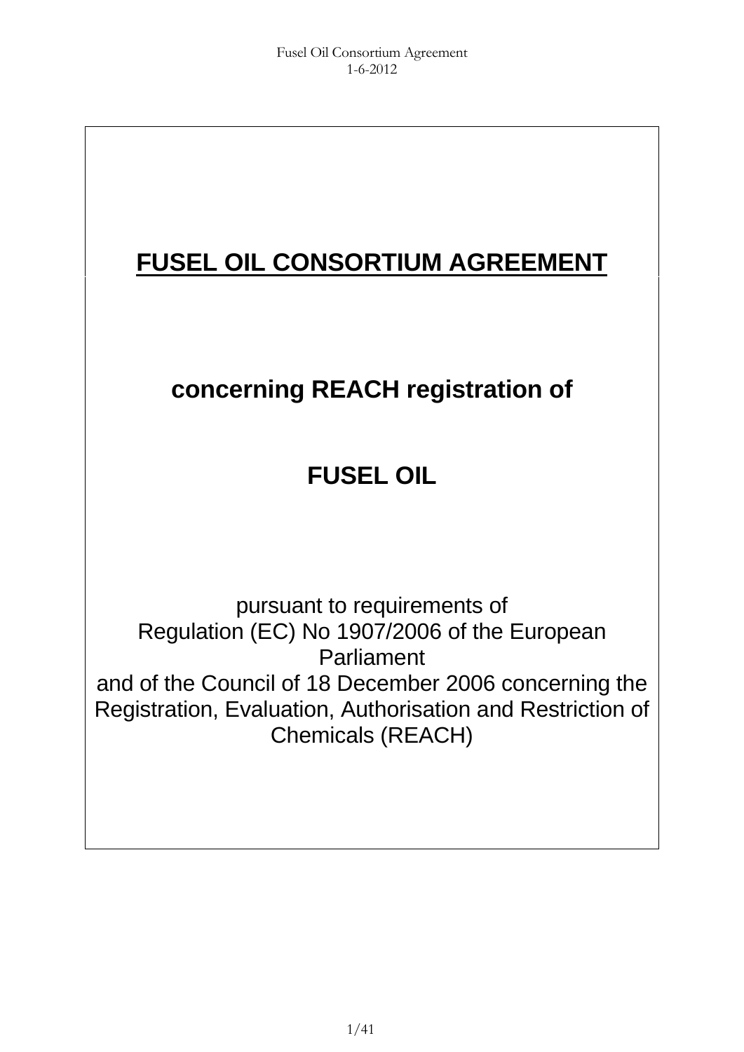# FUSEL OIL CONSORTIUM AGREEMENT

## concerning REACH registration of

## FUSEL OIL

pursuant to requirements of
Regulation (EC) No 1907/2006 of the European Parliament
and of the Council of 18 December 2006 concerning the Registration, Evaluation, Authorisation and Restriction of Chemicals (REACH)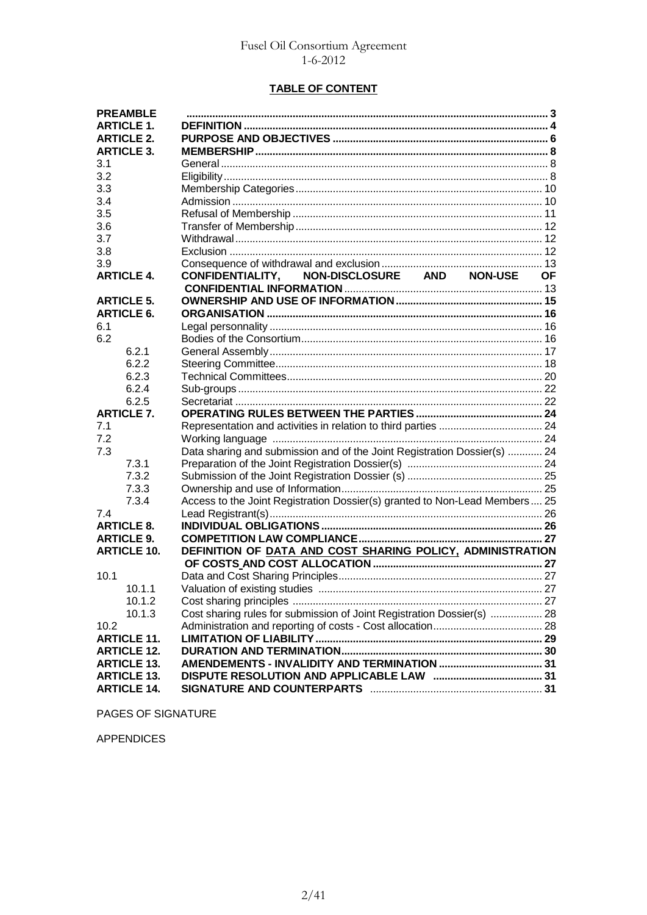## TABLE OF CONTENT

| | | |
|---|---|---|
| **PREAMBLE** | | 3 |
| **ARTICLE 1.** | **DEFINITION** | 4 |
| **ARTICLE 2.** | **PURPOSE AND OBJECTIVES** | 6 |
| **ARTICLE 3.** | **MEMBERSHIP** | 8 |
| 3.1 | General | 8 |
| 3.2 | Eligibility | 8 |
| 3.3 | Membership Categories | 10 |
| 3.4 | Admission | 10 |
| 3.5 | Refusal of Membership | 11 |
| 3.6 | Transfer of Membership | 12 |
| 3.7 | Withdrawal | 12 |
| 3.8 | Exclusion | 12 |
| 3.9 | Consequence of withdrawal and exclusion | 13 |
| **ARTICLE 4.** | **CONFIDENTIALITY, NON-DISCLOSURE AND NON-USE OF CONFIDENTIAL INFORMATION** | 13 |
| **ARTICLE 5.** | **OWNERSHIP AND USE OF INFORMATION** | 15 |
| **ARTICLE 6.** | **ORGANISATION** | 16 |
| 6.1 | Legal personnality | 16 |
| 6.2 | Bodies of the Consortium | 16 |
| 6.2.1 | General Assembly | 17 |
| 6.2.2 | Steering Committee | 18 |
| 6.2.3 | Technical Committees | 20 |
| 6.2.4 | Sub-groups | 22 |
| 6.2.5 | Secretariat | 22 |
| **ARTICLE 7.** | **OPERATING RULES BETWEEN THE PARTIES** | 24 |
| 7.1 | Representation and activities in relation to third parties | 24 |
| 7.2 | Working language | 24 |
| 7.3 | Data sharing and submission and of the Joint Registration Dossier(s) | 24 |
| 7.3.1 | Preparation of the Joint Registration Dossier(s) | 24 |
| 7.3.2 | Submission of the Joint Registration Dossier (s) | 25 |
| 7.3.3 | Ownership and use of Information | 25 |
| 7.3.4 | Access to the Joint Registration Dossier(s) granted to Non-Lead Members | 25 |
| 7.4 | Lead Registrant(s) | 26 |
| **ARTICLE 8.** | **INDIVIDUAL OBLIGATIONS** | 26 |
| **ARTICLE 9.** | **COMPETITION LAW COMPLIANCE** | 27 |
| **ARTICLE 10.** | **DEFINITION OF <u>DATA AND COST SHARING POLICY,</u> ADMINISTRATION OF COSTS <u>AND COST ALLOCATION</u>** | 27 |
| 10.1 | Data and Cost Sharing Principles | 27 |
| 10.1.1 | Valuation of existing studies | 27 |
| 10.1.2 | Cost sharing principles | 27 |
| 10.1.3 | Cost sharing rules for submission of Joint Registration Dossier(s) | 28 |
| 10.2 | Administration and reporting of costs - Cost allocation | 28 |
| **ARTICLE 11.** | **LIMITATION OF LIABILITY** | 29 |
| **ARTICLE 12.** | **DURATION AND TERMINATION** | 30 |
| **ARTICLE 13.** | **AMENDEMENTS - INVALIDITY AND TERMINATION** | 31 |
| **ARTICLE 13.** | **DISPUTE RESOLUTION AND APPLICABLE LAW** | 31 |
| **ARTICLE 14.** | **SIGNATURE AND COUNTERPARTS** | 31 |

PAGES OF SIGNATURE

APPENDICES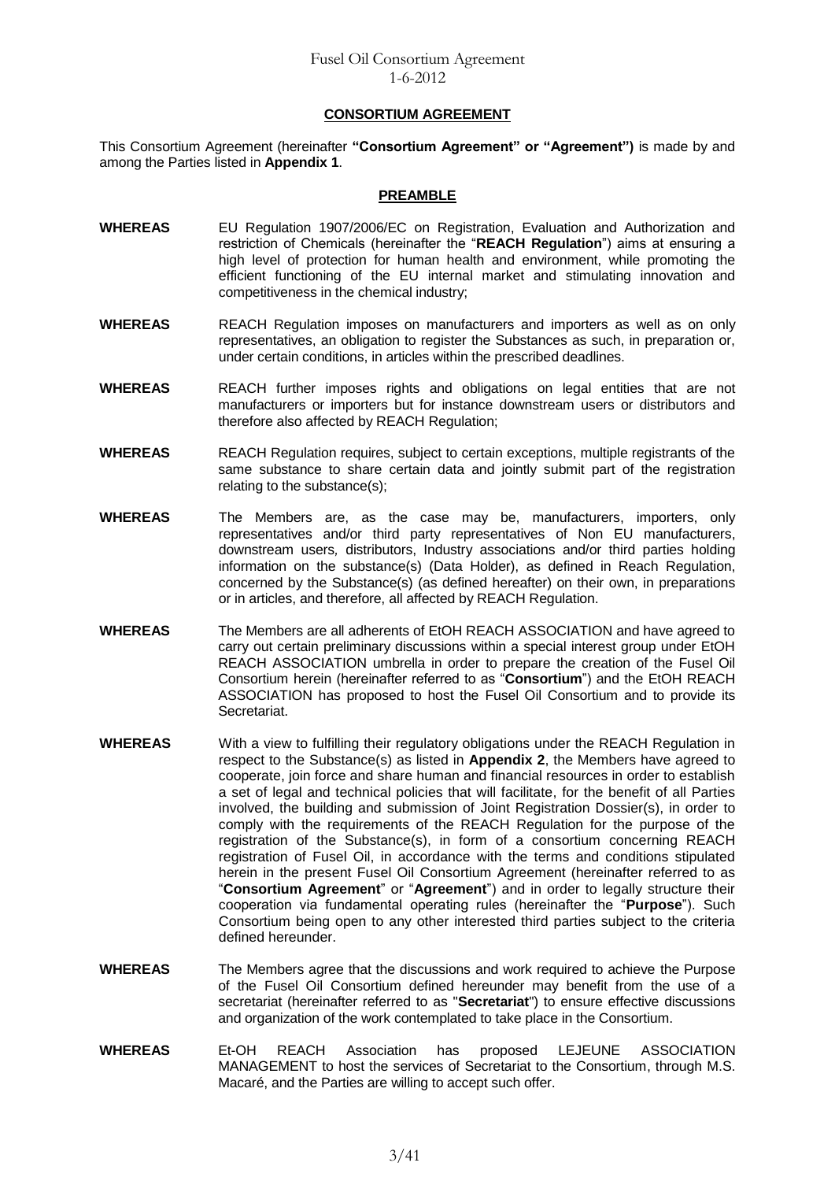## CONSORTIUM AGREEMENT

This Consortium Agreement (hereinafter **"Consortium Agreement" or "Agreement")** is made by and among the Parties listed in **Appendix 1**.

### PREAMBLE

**WHEREAS** EU Regulation 1907/2006/EC on Registration, Evaluation and Authorization and restriction of Chemicals (hereinafter the "**REACH Regulation**") aims at ensuring a high level of protection for human health and environment, while promoting the efficient functioning of the EU internal market and stimulating innovation and competitiveness in the chemical industry;

**WHEREAS** REACH Regulation imposes on manufacturers and importers as well as on only representatives, an obligation to register the Substances as such, in preparation or, under certain conditions, in articles within the prescribed deadlines.

**WHEREAS** REACH further imposes rights and obligations on legal entities that are not manufacturers or importers but for instance downstream users or distributors and therefore also affected by REACH Regulation;

**WHEREAS** REACH Regulation requires, subject to certain exceptions, multiple registrants of the same substance to share certain data and jointly submit part of the registration relating to the substance(s);

**WHEREAS** The Members are, as the case may be, manufacturers, importers, only representatives and/or third party representatives of Non EU manufacturers, downstream users, distributors, Industry associations and/or third parties holding information on the substance(s) (Data Holder), as defined in Reach Regulation, concerned by the Substance(s) (as defined hereafter) on their own, in preparations or in articles, and therefore, all affected by REACH Regulation.

**WHEREAS** The Members are all adherents of EtOH REACH ASSOCIATION and have agreed to carry out certain preliminary discussions within a special interest group under EtOH REACH ASSOCIATION umbrella in order to prepare the creation of the Fusel Oil Consortium herein (hereinafter referred to as "**Consortium**") and the EtOH REACH ASSOCIATION has proposed to host the Fusel Oil Consortium and to provide its Secretariat.

**WHEREAS** With a view to fulfilling their regulatory obligations under the REACH Regulation in respect to the Substance(s) as listed in **Appendix 2**, the Members have agreed to cooperate, join force and share human and financial resources in order to establish a set of legal and technical policies that will facilitate, for the benefit of all Parties involved, the building and submission of Joint Registration Dossier(s), in order to comply with the requirements of the REACH Regulation for the purpose of the registration of the Substance(s), in form of a consortium concerning REACH registration of Fusel Oil, in accordance with the terms and conditions stipulated herein in the present Fusel Oil Consortium Agreement (hereinafter referred to as "**Consortium Agreement**" or "**Agreement**") and in order to legally structure their cooperation via fundamental operating rules (hereinafter the "**Purpose**"). Such Consortium being open to any other interested third parties subject to the criteria defined hereunder.

**WHEREAS** The Members agree that the discussions and work required to achieve the Purpose of the Fusel Oil Consortium defined hereunder may benefit from the use of a secretariat (hereinafter referred to as "**Secretariat**") to ensure effective discussions and organization of the work contemplated to take place in the Consortium.

**WHEREAS** Et-OH REACH Association has proposed LEJEUNE ASSOCIATION MANAGEMENT to host the services of Secretariat to the Consortium, through M.S. Macaré, and the Parties are willing to accept such offer.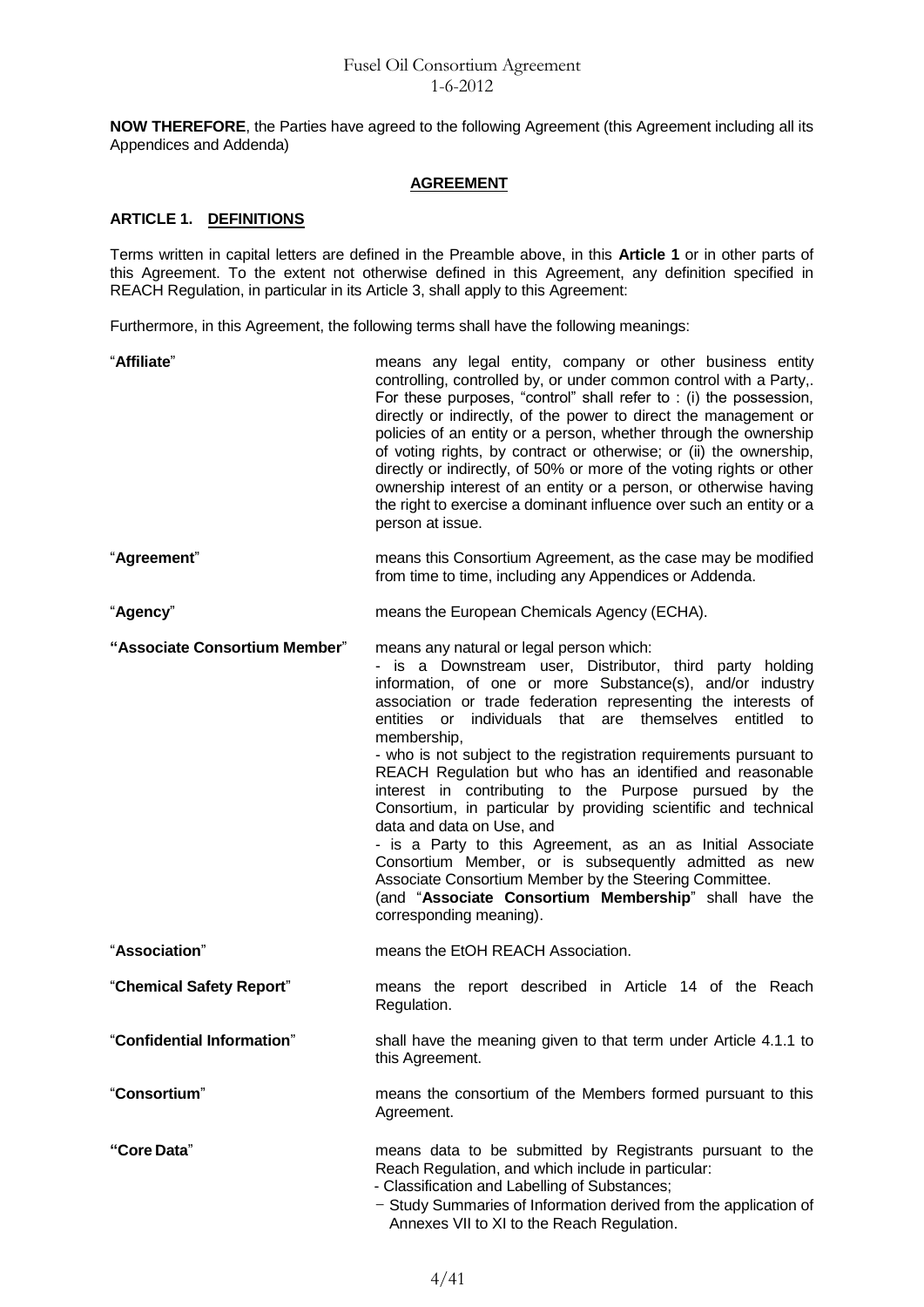**NOW THEREFORE**, the Parties have agreed to the following Agreement (this Agreement including all its Appendices and Addenda)

## AGREEMENT

### ARTICLE 1. DEFINITIONS

Terms written in capital letters are defined in the Preamble above, in this **Article 1** or in other parts of this Agreement. To the extent not otherwise defined in this Agreement, any definition specified in REACH Regulation, in particular in its Article 3, shall apply to this Agreement:

Furthermore, in this Agreement, the following terms shall have the following meanings:

| | |
|---|---|
| "**Affiliate**" | means any legal entity, company or other business entity controlling, controlled by, or under common control with a Party,. For these purposes, "control" shall refer to : (i) the possession, directly or indirectly, of the power to direct the management or policies of an entity or a person, whether through the ownership of voting rights, by contract or otherwise; or (ii) the ownership, directly or indirectly, of 50% or more of the voting rights or other ownership interest of an entity or a person, or otherwise having the right to exercise a dominant influence over such an entity or a person at issue. |
| "**Agreement**" | means this Consortium Agreement, as the case may be modified from time to time, including any Appendices or Addenda. |
| "**Agency**" | means the European Chemicals Agency (ECHA). |
| **"Associate Consortium Member**" | means any natural or legal person which:<br>- is a Downstream user, Distributor, third party holding information, of one or more Substance(s), and/or industry association or trade federation representing the interests of entities or individuals that are themselves entitled to membership,<br>- who is not subject to the registration requirements pursuant to REACH Regulation but who has an identified and reasonable interest in contributing to the Purpose pursued by the Consortium, in particular by providing scientific and technical data and data on Use, and<br>- is a Party to this Agreement, as an as Initial Associate Consortium Member, or is subsequently admitted as new Associate Consortium Member by the Steering Committee.<br>(and "**Associate Consortium Membership**" shall have the corresponding meaning). |
| "**Association**" | means the EtOH REACH Association. |
| "**Chemical Safety Report**" | means the report described in Article 14 of the Reach Regulation. |
| "**Confidential Information**" | shall have the meaning given to that term under Article 4.1.1 to this Agreement. |
| "**Consortium**" | means the consortium of the Members formed pursuant to this Agreement. |
| **"Core Data**" | means data to be submitted by Registrants pursuant to the Reach Regulation, and which include in particular:<br>- Classification and Labelling of Substances;<br>- Study Summaries of Information derived from the application of Annexes VII to XI to the Reach Regulation. |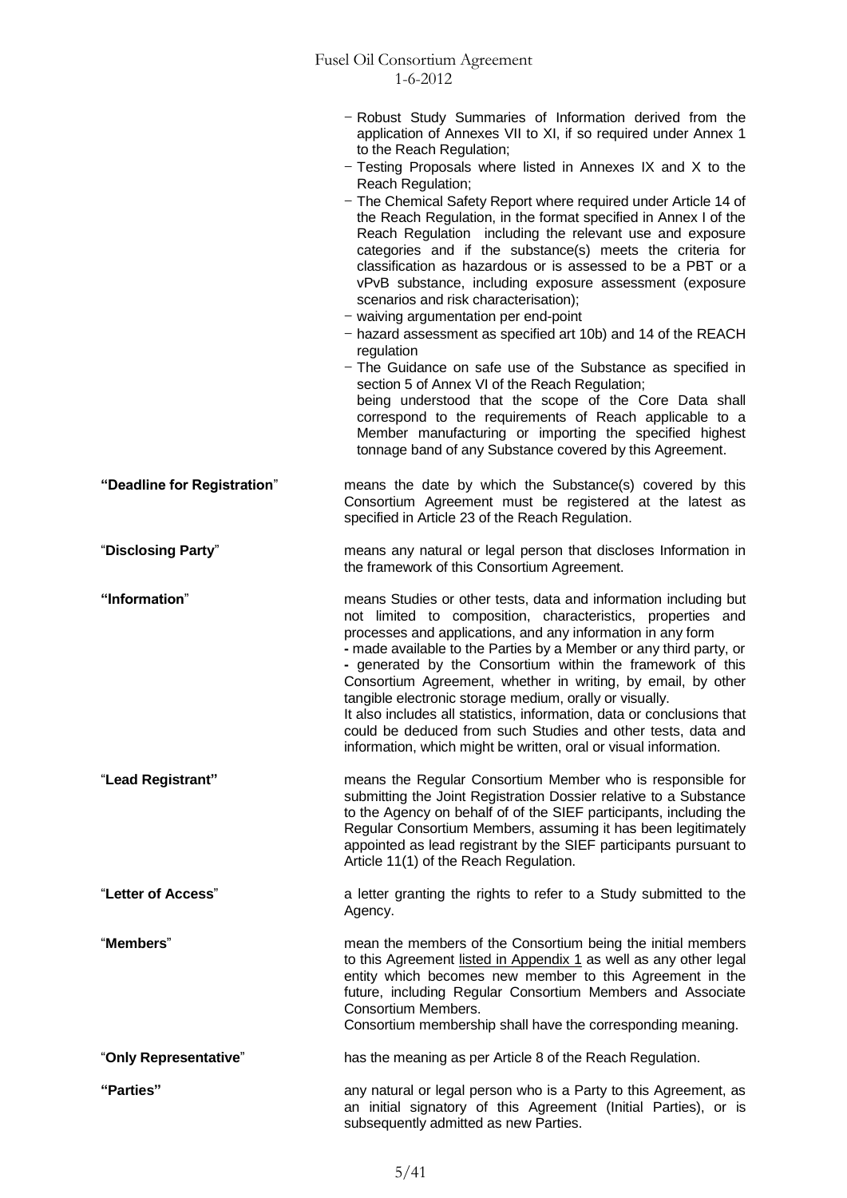- Robust Study Summaries of Information derived from the application of Annexes VII to XI, if so required under Annex 1 to the Reach Regulation;
- Testing Proposals where listed in Annexes IX and X to the Reach Regulation;
- The Chemical Safety Report where required under Article 14 of the Reach Regulation, in the format specified in Annex I of the Reach Regulation including the relevant use and exposure categories and if the substance(s) meets the criteria for classification as hazardous or is assessed to be a PBT or a vPvB substance, including exposure assessment (exposure scenarios and risk characterisation);
- waiving argumentation per end-point
- hazard assessment as specified art 10b) and 14 of the REACH regulation
- The Guidance on safe use of the Substance as specified in section 5 of Annex VI of the Reach Regulation;

being understood that the scope of the Core Data shall correspond to the requirements of Reach applicable to a Member manufacturing or importing the specified highest tonnage band of any Substance covered by this Agreement.

**"Deadline for Registration"** means the date by which the Substance(s) covered by this Consortium Agreement must be registered at the latest as specified in Article 23 of the Reach Regulation.

"**Disclosing Party**" means any natural or legal person that discloses Information in the framework of this Consortium Agreement.

**"Information"** means Studies or other tests, data and information including but not limited to composition, characteristics, properties and processes and applications, and any information in any form
- made available to the Parties by a Member or any third party, or
- generated by the Consortium within the framework of this Consortium Agreement, whether in writing, by email, by other tangible electronic storage medium, orally or visually.

It also includes all statistics, information, data or conclusions that could be deduced from such Studies and other tests, data and information, which might be written, oral or visual information.

"**Lead Registrant"** means the Regular Consortium Member who is responsible for submitting the Joint Registration Dossier relative to a Substance to the Agency on behalf of of the SIEF participants, including the Regular Consortium Members, assuming it has been legitimately appointed as lead registrant by the SIEF participants pursuant to Article 11(1) of the Reach Regulation.

"**Letter of Access**" a letter granting the rights to refer to a Study submitted to the Agency.

"**Members**" mean the members of the Consortium being the initial members to this Agreement listed in Appendix 1 as well as any other legal entity which becomes new member to this Agreement in the future, including Regular Consortium Members and Associate Consortium Members.
Consortium membership shall have the corresponding meaning.

"**Only Representative**" has the meaning as per Article 8 of the Reach Regulation.

**"Parties"** any natural or legal person who is a Party to this Agreement, as an initial signatory of this Agreement (Initial Parties), or is subsequently admitted as new Parties.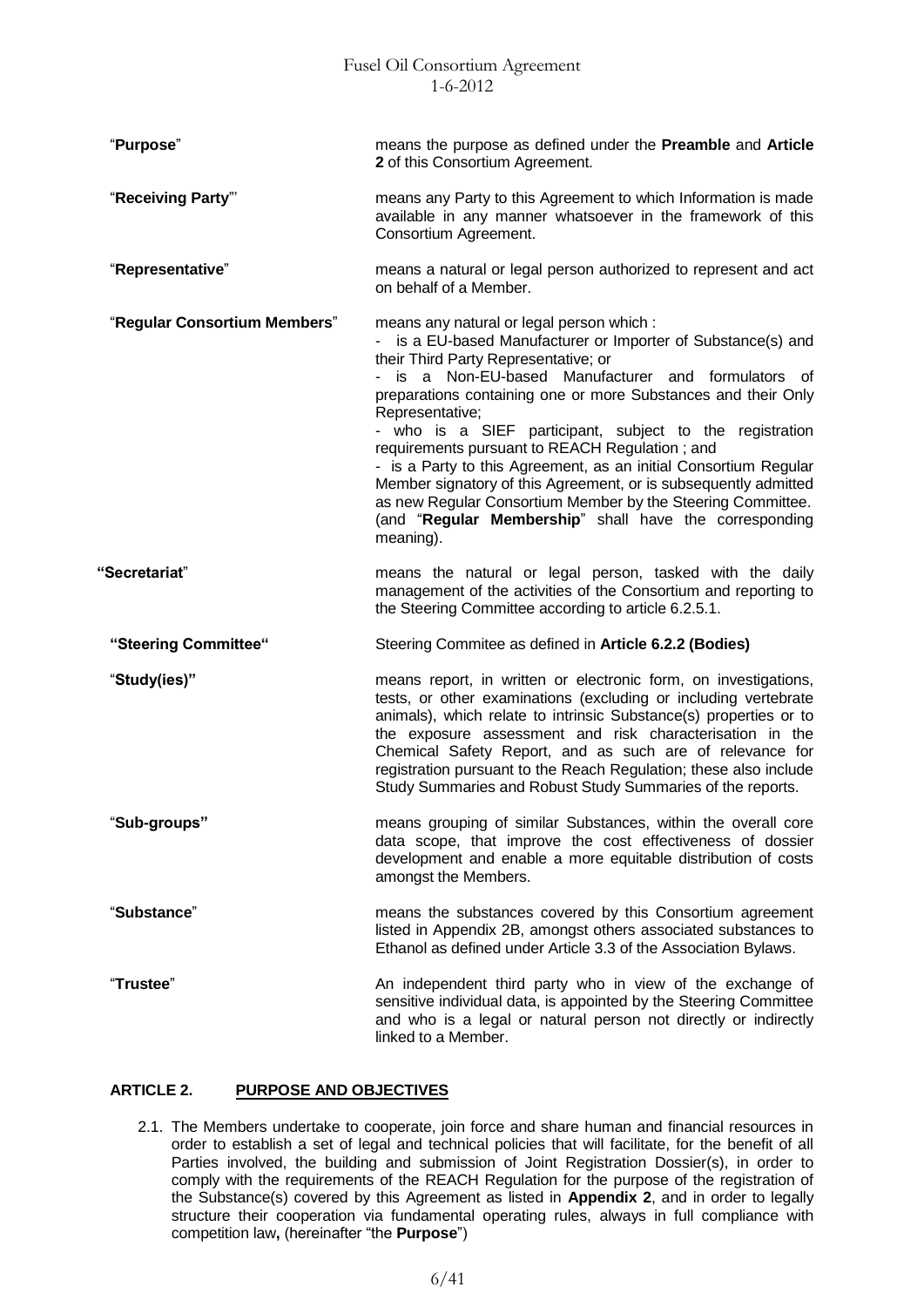| | |
|---|---|
| "**Purpose**" | means the purpose as defined under the **Preamble** and **Article 2** of this Consortium Agreement. |
| "**Receiving Party**"' | means any Party to this Agreement to which Information is made available in any manner whatsoever in the framework of this Consortium Agreement. |
| "**Representative**" | means a natural or legal person authorized to represent and act on behalf of a Member. |
| "**Regular Consortium Members**" | means any natural or legal person which :<br>- is a EU-based Manufacturer or Importer of Substance(s) and their Third Party Representative; or<br>- is a Non-EU-based Manufacturer and formulators of preparations containing one or more Substances and their Only Representative;<br>- who is a SIEF participant, subject to the registration requirements pursuant to REACH Regulation ; and<br>- is a Party to this Agreement, as an initial Consortium Regular Member signatory of this Agreement, or is subsequently admitted as new Regular Consortium Member by the Steering Committee. (and "**Regular Membership**" shall have the corresponding meaning). |
| "**Secretariat**" | means the natural or legal person, tasked with the daily management of the activities of the Consortium and reporting to the Steering Committee according to article 6.2.5.1. |
| **"Steering Committee"** | Steering Commitee as defined in **Article 6.2.2 (Bodies)** |
| "**Study(ies)"** | means report, in written or electronic form, on investigations, tests, or other examinations (excluding or including vertebrate animals), which relate to intrinsic Substance(s) properties or to the exposure assessment and risk characterisation in the Chemical Safety Report, and as such are of relevance for registration pursuant to the Reach Regulation; these also include Study Summaries and Robust Study Summaries of the reports. |
| "**Sub-groups"** | means grouping of similar Substances, within the overall core data scope, that improve the cost effectiveness of dossier development and enable a more equitable distribution of costs amongst the Members. |
| "**Substance**" | means the substances covered by this Consortium agreement listed in Appendix 2B, amongst others associated substances to Ethanol as defined under Article 3.3 of the Association Bylaws. |
| "**Trustee**" | An independent third party who in view of the exchange of sensitive individual data, is appointed by the Steering Committee and who is a legal or natural person not directly or indirectly linked to a Member. |

## ARTICLE 2. PURPOSE AND OBJECTIVES

2.1. The Members undertake to cooperate, join force and share human and financial resources in order to establish a set of legal and technical policies that will facilitate, for the benefit of all Parties involved, the building and submission of Joint Registration Dossier(s), in order to comply with the requirements of the REACH Regulation for the purpose of the registration of the Substance(s) covered by this Agreement as listed in **Appendix 2**, and in order to legally structure their cooperation via fundamental operating rules, always in full compliance with competition law**,** (hereinafter "the **Purpose**")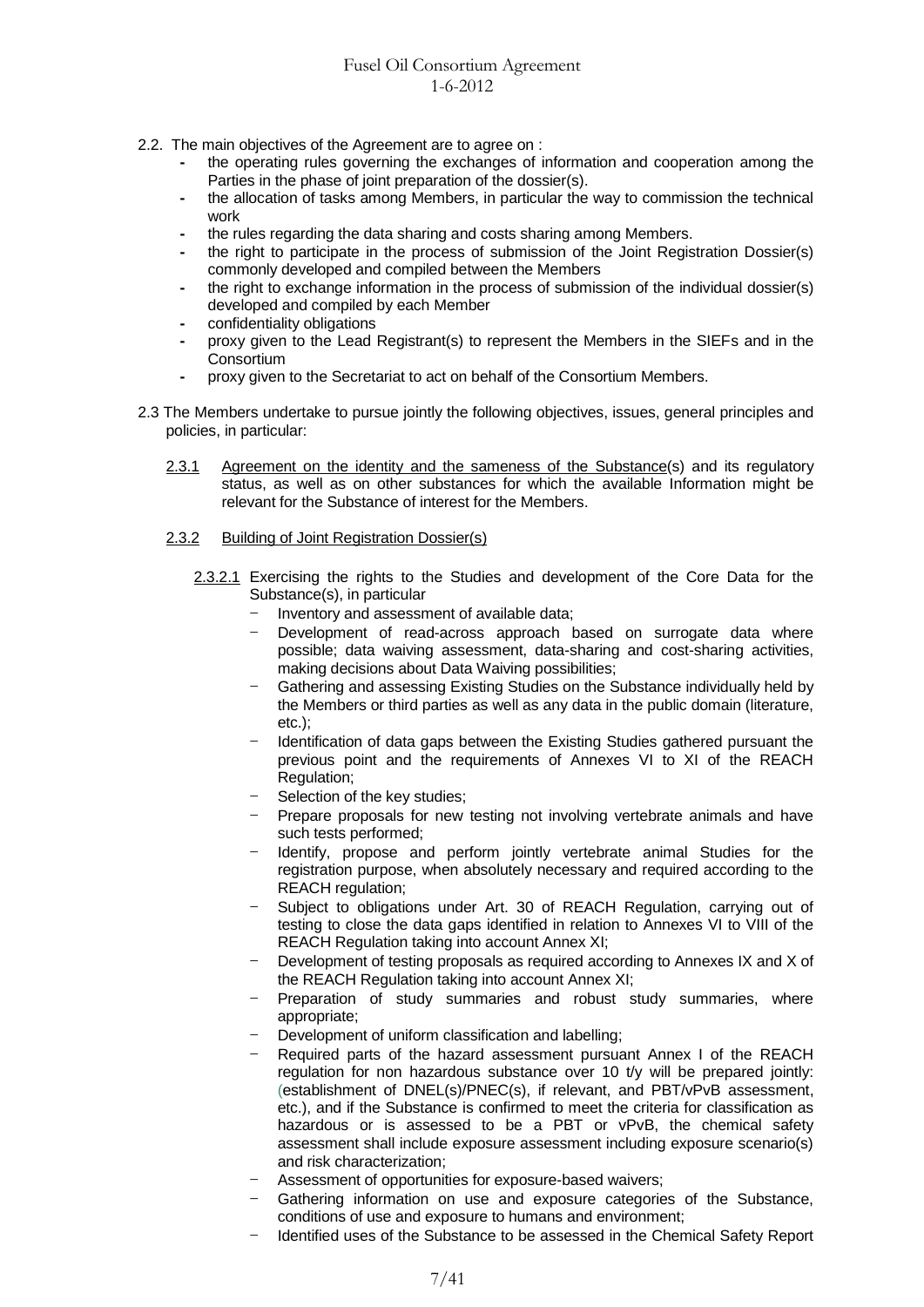2.2. The main objectives of the Agreement are to agree on :

- the operating rules governing the exchanges of information and cooperation among the Parties in the phase of joint preparation of the dossier(s).
- the allocation of tasks among Members, in particular the way to commission the technical work
- the rules regarding the data sharing and costs sharing among Members.
- the right to participate in the process of submission of the Joint Registration Dossier(s) commonly developed and compiled between the Members
- the right to exchange information in the process of submission of the individual dossier(s) developed and compiled by each Member
- confidentiality obligations
- proxy given to the Lead Registrant(s) to represent the Members in the SIEFs and in the Consortium
- proxy given to the Secretariat to act on behalf of the Consortium Members.

2.3 The Members undertake to pursue jointly the following objectives, issues, general principles and policies, in particular:

2.3.1 Agreement on the identity and the sameness of the Substance(s) and its regulatory status, as well as on other substances for which the available Information might be relevant for the Substance of interest for the Members.

2.3.2 Building of Joint Registration Dossier(s)

2.3.2.1 Exercising the rights to the Studies and development of the Core Data for the Substance(s), in particular

- Inventory and assessment of available data;
- Development of read-across approach based on surrogate data where possible; data waiving assessment, data-sharing and cost-sharing activities, making decisions about Data Waiving possibilities;
- Gathering and assessing Existing Studies on the Substance individually held by the Members or third parties as well as any data in the public domain (literature, etc.);
- Identification of data gaps between the Existing Studies gathered pursuant the previous point and the requirements of Annexes VI to XI of the REACH Regulation;
- Selection of the key studies;
- Prepare proposals for new testing not involving vertebrate animals and have such tests performed;
- Identify, propose and perform jointly vertebrate animal Studies for the registration purpose, when absolutely necessary and required according to the REACH regulation;
- Subject to obligations under Art. 30 of REACH Regulation, carrying out of testing to close the data gaps identified in relation to Annexes VI to VIII of the REACH Regulation taking into account Annex XI;
- Development of testing proposals as required according to Annexes IX and X of the REACH Regulation taking into account Annex XI;
- Preparation of study summaries and robust study summaries, where appropriate;
- Development of uniform classification and labelling;
- Required parts of the hazard assessment pursuant Annex I of the REACH regulation for non hazardous substance over 10 t/y will be prepared jointly: (establishment of DNEL(s)/PNEC(s), if relevant, and PBT/vPvB assessment, etc.), and if the Substance is confirmed to meet the criteria for classification as hazardous or is assessed to be a PBT or vPvB, the chemical safety assessment shall include exposure assessment including exposure scenario(s) and risk characterization;
- Assessment of opportunities for exposure-based waivers;
- Gathering information on use and exposure categories of the Substance, conditions of use and exposure to humans and environment;
- Identified uses of the Substance to be assessed in the Chemical Safety Report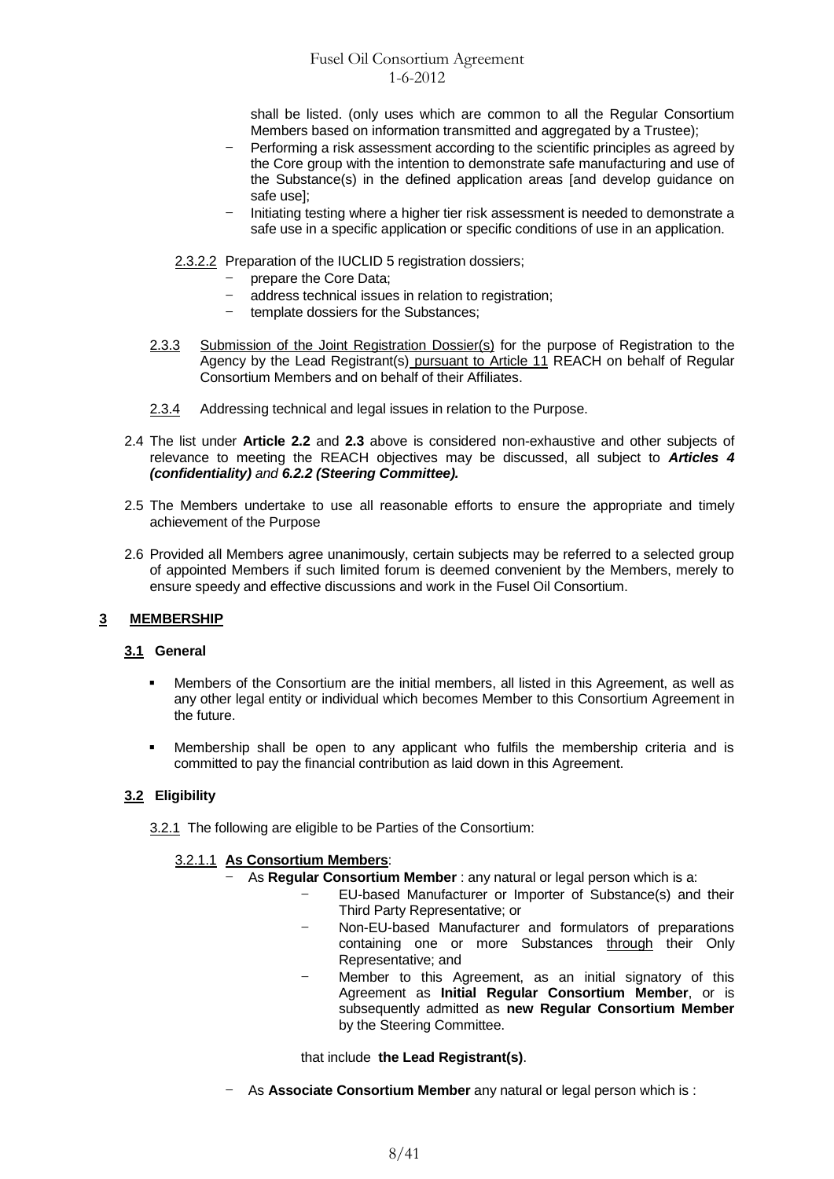shall be listed. (only uses which are common to all the Regular Consortium Members based on information transmitted and aggregated by a Trustee);

- Performing a risk assessment according to the scientific principles as agreed by the Core group with the intention to demonstrate safe manufacturing and use of the Substance(s) in the defined application areas [and develop guidance on safe use];
- Initiating testing where a higher tier risk assessment is needed to demonstrate a safe use in a specific application or specific conditions of use in an application.

2.3.2.2 Preparation of the IUCLID 5 registration dossiers;

- prepare the Core Data;
- address technical issues in relation to registration;
- template dossiers for the Substances;

2.3.3 Submission of the Joint Registration Dossier(s) for the purpose of Registration to the Agency by the Lead Registrant(s) pursuant to Article 11 REACH on behalf of Regular Consortium Members and on behalf of their Affiliates.

2.3.4 Addressing technical and legal issues in relation to the Purpose.

2.4 The list under **Article 2.2** and **2.3** above is considered non-exhaustive and other subjects of relevance to meeting the REACH objectives may be discussed, all subject to ***Articles 4 (confidentiality)*** *and* ***6.2.2 (Steering Committee).***

2.5 The Members undertake to use all reasonable efforts to ensure the appropriate and timely achievement of the Purpose

2.6 Provided all Members agree unanimously, certain subjects may be referred to a selected group of appointed Members if such limited forum is deemed convenient by the Members, merely to ensure speedy and effective discussions and work in the Fusel Oil Consortium.

## 3 MEMBERSHIP

### 3.1 General

- Members of the Consortium are the initial members, all listed in this Agreement, as well as any other legal entity or individual which becomes Member to this Consortium Agreement in the future.
- Membership shall be open to any applicant who fulfils the membership criteria and is committed to pay the financial contribution as laid down in this Agreement.

### 3.2 Eligibility

3.2.1 The following are eligible to be Parties of the Consortium:

3.2.1.1 **As Consortium Members**:

- As **Regular Consortium Member** : any natural or legal person which is a:
  - EU-based Manufacturer or Importer of Substance(s) and their Third Party Representative; or
  - Non-EU-based Manufacturer and formulators of preparations containing one or more Substances through their Only Representative; and
  - Member to this Agreement, as an initial signatory of this Agreement as **Initial Regular Consortium Member**, or is subsequently admitted as **new Regular Consortium Member** by the Steering Committee.

  that include **the Lead Registrant(s)**.

- As **Associate Consortium Member** any natural or legal person which is :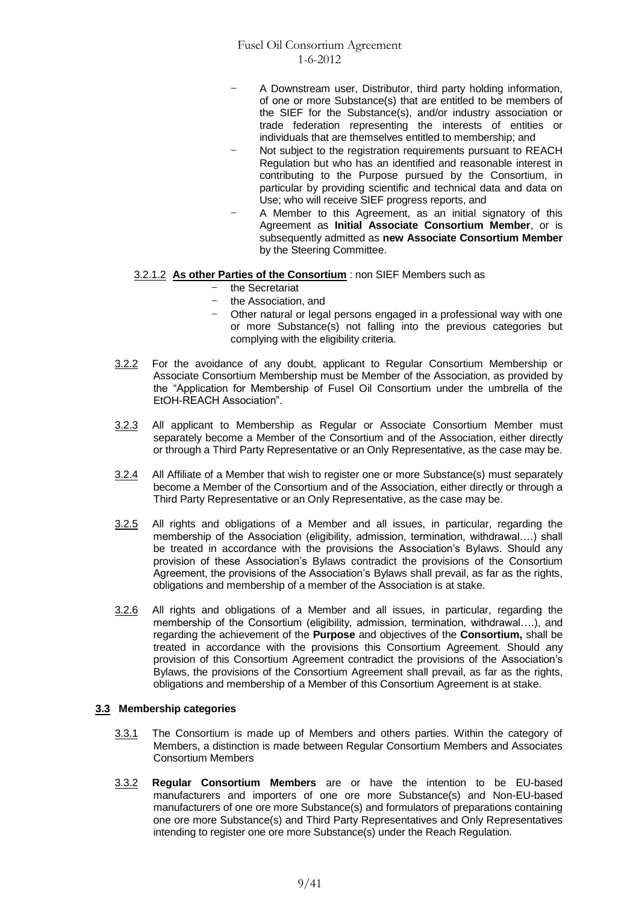- A Downstream user, Distributor, third party holding information, of one or more Substance(s) that are entitled to be members of the SIEF for the Substance(s), and/or industry association or trade federation representing the interests of entities or individuals that are themselves entitled to membership; and
- Not subject to the registration requirements pursuant to REACH Regulation but who has an identified and reasonable interest in contributing to the Purpose pursued by the Consortium, in particular by providing scientific and technical data and data on Use; who will receive SIEF progress reports, and
- A Member to this Agreement, as an initial signatory of this Agreement as **Initial Associate Consortium Member**, or is subsequently admitted as **new Associate Consortium Member** by the Steering Committee.

3.2.1.2 **As other Parties of the Consortium** : non SIEF Members such as

- the Secretariat
- the Association, and
- Other natural or legal persons engaged in a professional way with one or more Substance(s) not falling into the previous categories but complying with the eligibility criteria.

3.2.2 For the avoidance of any doubt, applicant to Regular Consortium Membership or Associate Consortium Membership must be Member of the Association, as provided by the "Application for Membership of Fusel Oil Consortium under the umbrella of the EtOH-REACH Association".

3.2.3 All applicant to Membership as Regular or Associate Consortium Member must separately become a Member of the Consortium and of the Association, either directly or through a Third Party Representative or an Only Representative, as the case may be.

3.2.4 All Affiliate of a Member that wish to register one or more Substance(s) must separately become a Member of the Consortium and of the Association, either directly or through a Third Party Representative or an Only Representative, as the case may be.

3.2.5 All rights and obligations of a Member and all issues, in particular, regarding the membership of the Association (eligibility, admission, termination, withdrawal….) shall be treated in accordance with the provisions the Association's Bylaws. Should any provision of these Association's Bylaws contradict the provisions of the Consortium Agreement, the provisions of the Association's Bylaws shall prevail, as far as the rights, obligations and membership of a member of the Association is at stake.

3.2.6 All rights and obligations of a Member and all issues, in particular, regarding the membership of the Consortium (eligibility, admission, termination, withdrawal….), and regarding the achievement of the **Purpose** and objectives of the **Consortium,** shall be treated in accordance with the provisions this Consortium Agreement. Should any provision of this Consortium Agreement contradict the provisions of the Association's Bylaws, the provisions of the Consortium Agreement shall prevail, as far as the rights, obligations and membership of a Member of this Consortium Agreement is at stake.

### 3.3 Membership categories

3.3.1 The Consortium is made up of Members and others parties. Within the category of Members, a distinction is made between Regular Consortium Members and Associates Consortium Members

3.3.2 **Regular Consortium Members** are or have the intention to be EU-based manufacturers and importers of one ore more Substance(s) and Non-EU-based manufacturers of one ore more Substance(s) and formulators of preparations containing one ore more Substance(s) and Third Party Representatives and Only Representatives intending to register one ore more Substance(s) under the Reach Regulation.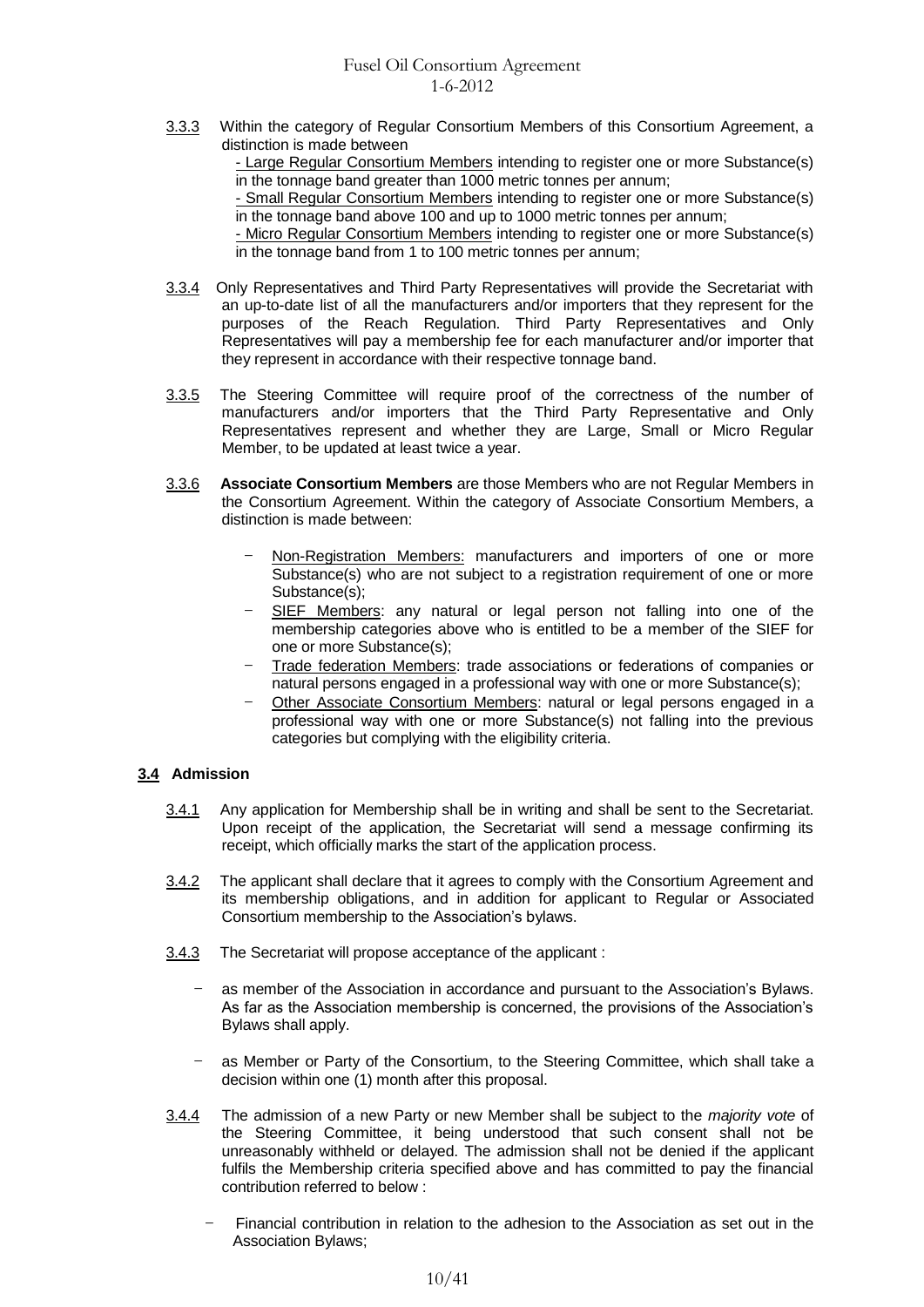3.3.3 Within the category of Regular Consortium Members of this Consortium Agreement, a distinction is made between

- Large Regular Consortium Members intending to register one or more Substance(s) in the tonnage band greater than 1000 metric tonnes per annum;
- Small Regular Consortium Members intending to register one or more Substance(s) in the tonnage band above 100 and up to 1000 metric tonnes per annum;
- Micro Regular Consortium Members intending to register one or more Substance(s) in the tonnage band from 1 to 100 metric tonnes per annum;

3.3.4 Only Representatives and Third Party Representatives will provide the Secretariat with an up-to-date list of all the manufacturers and/or importers that they represent for the purposes of the Reach Regulation. Third Party Representatives and Only Representatives will pay a membership fee for each manufacturer and/or importer that they represent in accordance with their respective tonnage band.

3.3.5 The Steering Committee will require proof of the correctness of the number of manufacturers and/or importers that the Third Party Representative and Only Representatives represent and whether they are Large, Small or Micro Regular Member, to be updated at least twice a year.

3.3.6 **Associate Consortium Members** are those Members who are not Regular Members in the Consortium Agreement. Within the category of Associate Consortium Members, a distinction is made between:

- Non-Registration Members: manufacturers and importers of one or more Substance(s) who are not subject to a registration requirement of one or more Substance(s);
- SIEF Members: any natural or legal person not falling into one of the membership categories above who is entitled to be a member of the SIEF for one or more Substance(s);
- Trade federation Members: trade associations or federations of companies or natural persons engaged in a professional way with one or more Substance(s);
- Other Associate Consortium Members: natural or legal persons engaged in a professional way with one or more Substance(s) not falling into the previous categories but complying with the eligibility criteria.

### 3.4 Admission

3.4.1 Any application for Membership shall be in writing and shall be sent to the Secretariat. Upon receipt of the application, the Secretariat will send a message confirming its receipt, which officially marks the start of the application process.

3.4.2 The applicant shall declare that it agrees to comply with the Consortium Agreement and its membership obligations, and in addition for applicant to Regular or Associated Consortium membership to the Association's bylaws.

3.4.3 The Secretariat will propose acceptance of the applicant :

- as member of the Association in accordance and pursuant to the Association's Bylaws. As far as the Association membership is concerned, the provisions of the Association's Bylaws shall apply.
- as Member or Party of the Consortium, to the Steering Committee, which shall take a decision within one (1) month after this proposal.

3.4.4 The admission of a new Party or new Member shall be subject to the *majority vote* of the Steering Committee, it being understood that such consent shall not be unreasonably withheld or delayed. The admission shall not be denied if the applicant fulfils the Membership criteria specified above and has committed to pay the financial contribution referred to below :

- Financial contribution in relation to the adhesion to the Association as set out in the Association Bylaws;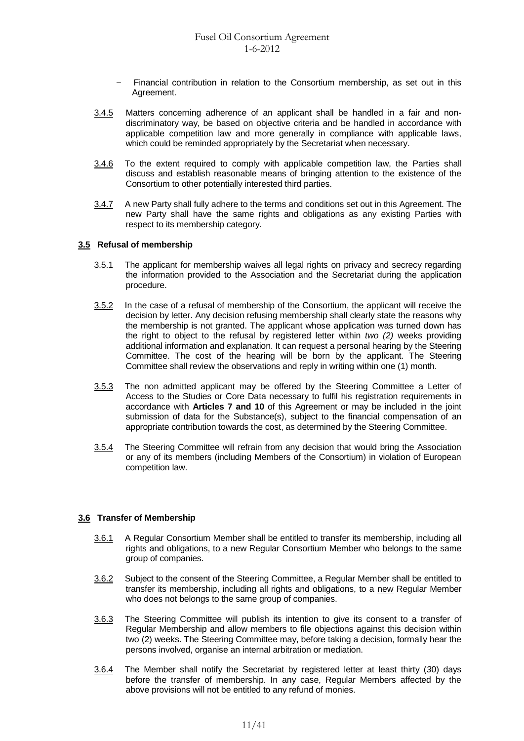- Financial contribution in relation to the Consortium membership, as set out in this Agreement.

3.4.5 Matters concerning adherence of an applicant shall be handled in a fair and non-discriminatory way, be based on objective criteria and be handled in accordance with applicable competition law and more generally in compliance with applicable laws, which could be reminded appropriately by the Secretariat when necessary.

3.4.6 To the extent required to comply with applicable competition law, the Parties shall discuss and establish reasonable means of bringing attention to the existence of the Consortium to other potentially interested third parties.

3.4.7 A new Party shall fully adhere to the terms and conditions set out in this Agreement. The new Party shall have the same rights and obligations as any existing Parties with respect to its membership category.

### 3.5 Refusal of membership

3.5.1 The applicant for membership waives all legal rights on privacy and secrecy regarding the information provided to the Association and the Secretariat during the application procedure.

3.5.2 In the case of a refusal of membership of the Consortium, the applicant will receive the decision by letter. Any decision refusing membership shall clearly state the reasons why the membership is not granted. The applicant whose application was turned down has the right to object to the refusal by registered letter within *two (2)* weeks providing additional information and explanation. It can request a personal hearing by the Steering Committee. The cost of the hearing will be born by the applicant. The Steering Committee shall review the observations and reply in writing within one (1) month.

3.5.3 The non admitted applicant may be offered by the Steering Committee a Letter of Access to the Studies or Core Data necessary to fulfil his registration requirements in accordance with **Articles 7 and 10** of this Agreement or may be included in the joint submission of data for the Substance(s), subject to the financial compensation of an appropriate contribution towards the cost, as determined by the Steering Committee.

3.5.4 The Steering Committee will refrain from any decision that would bring the Association or any of its members (including Members of the Consortium) in violation of European competition law.

### 3.6 Transfer of Membership

3.6.1 A Regular Consortium Member shall be entitled to transfer its membership, including all rights and obligations, to a new Regular Consortium Member who belongs to the same group of companies.

3.6.2 Subject to the consent of the Steering Committee, a Regular Member shall be entitled to transfer its membership, including all rights and obligations, to a new Regular Member who does not belongs to the same group of companies.

3.6.3 The Steering Committee will publish its intention to give its consent to a transfer of Regular Membership and allow members to file objections against this decision within two (2) weeks. The Steering Committee may, before taking a decision, formally hear the persons involved, organise an internal arbitration or mediation.

3.6.4 The Member shall notify the Secretariat by registered letter at least thirty (30) days before the transfer of membership. In any case, Regular Members affected by the above provisions will not be entitled to any refund of monies.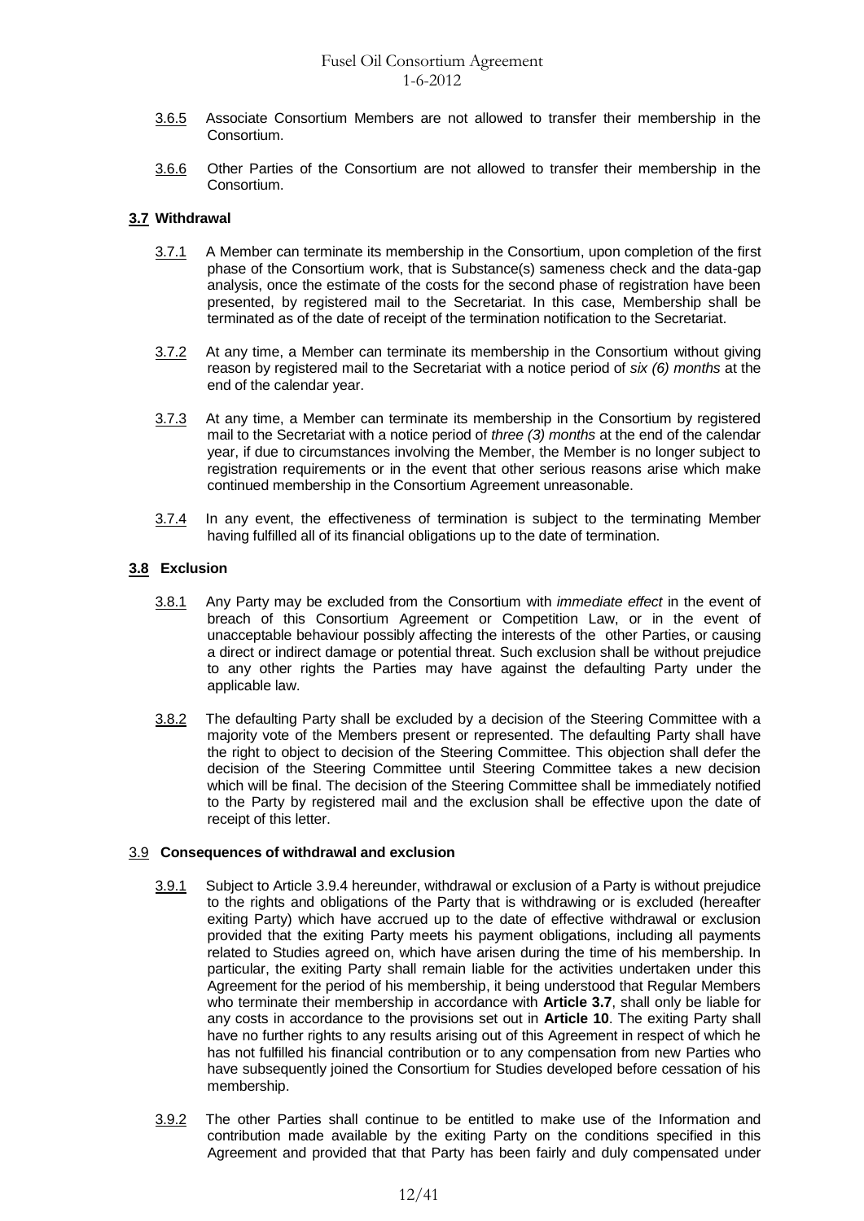3.6.5 Associate Consortium Members are not allowed to transfer their membership in the Consortium.

3.6.6 Other Parties of the Consortium are not allowed to transfer their membership in the Consortium.

### 3.7 Withdrawal

3.7.1 A Member can terminate its membership in the Consortium, upon completion of the first phase of the Consortium work, that is Substance(s) sameness check and the data-gap analysis, once the estimate of the costs for the second phase of registration have been presented, by registered mail to the Secretariat. In this case, Membership shall be terminated as of the date of receipt of the termination notification to the Secretariat.

3.7.2 At any time, a Member can terminate its membership in the Consortium without giving reason by registered mail to the Secretariat with a notice period of *six (6) months* at the end of the calendar year.

3.7.3 At any time, a Member can terminate its membership in the Consortium by registered mail to the Secretariat with a notice period of *three (3) months* at the end of the calendar year, if due to circumstances involving the Member, the Member is no longer subject to registration requirements or in the event that other serious reasons arise which make continued membership in the Consortium Agreement unreasonable.

3.7.4 In any event, the effectiveness of termination is subject to the terminating Member having fulfilled all of its financial obligations up to the date of termination.

### 3.8 Exclusion

3.8.1 Any Party may be excluded from the Consortium with *immediate effect* in the event of breach of this Consortium Agreement or Competition Law, or in the event of unacceptable behaviour possibly affecting the interests of the other Parties, or causing a direct or indirect damage or potential threat. Such exclusion shall be without prejudice to any other rights the Parties may have against the defaulting Party under the applicable law.

3.8.2 The defaulting Party shall be excluded by a decision of the Steering Committee with a majority vote of the Members present or represented. The defaulting Party shall have the right to object to decision of the Steering Committee. This objection shall defer the decision of the Steering Committee until Steering Committee takes a new decision which will be final. The decision of the Steering Committee shall be immediately notified to the Party by registered mail and the exclusion shall be effective upon the date of receipt of this letter.

### 3.9 Consequences of withdrawal and exclusion

3.9.1 Subject to Article 3.9.4 hereunder, withdrawal or exclusion of a Party is without prejudice to the rights and obligations of the Party that is withdrawing or is excluded (hereafter exiting Party) which have accrued up to the date of effective withdrawal or exclusion provided that the exiting Party meets his payment obligations, including all payments related to Studies agreed on, which have arisen during the time of his membership. In particular, the exiting Party shall remain liable for the activities undertaken under this Agreement for the period of his membership, it being understood that Regular Members who terminate their membership in accordance with **Article 3.7**, shall only be liable for any costs in accordance to the provisions set out in **Article 10**. The exiting Party shall have no further rights to any results arising out of this Agreement in respect of which he has not fulfilled his financial contribution or to any compensation from new Parties who have subsequently joined the Consortium for Studies developed before cessation of his membership.

3.9.2 The other Parties shall continue to be entitled to make use of the Information and contribution made available by the exiting Party on the conditions specified in this Agreement and provided that that Party has been fairly and duly compensated under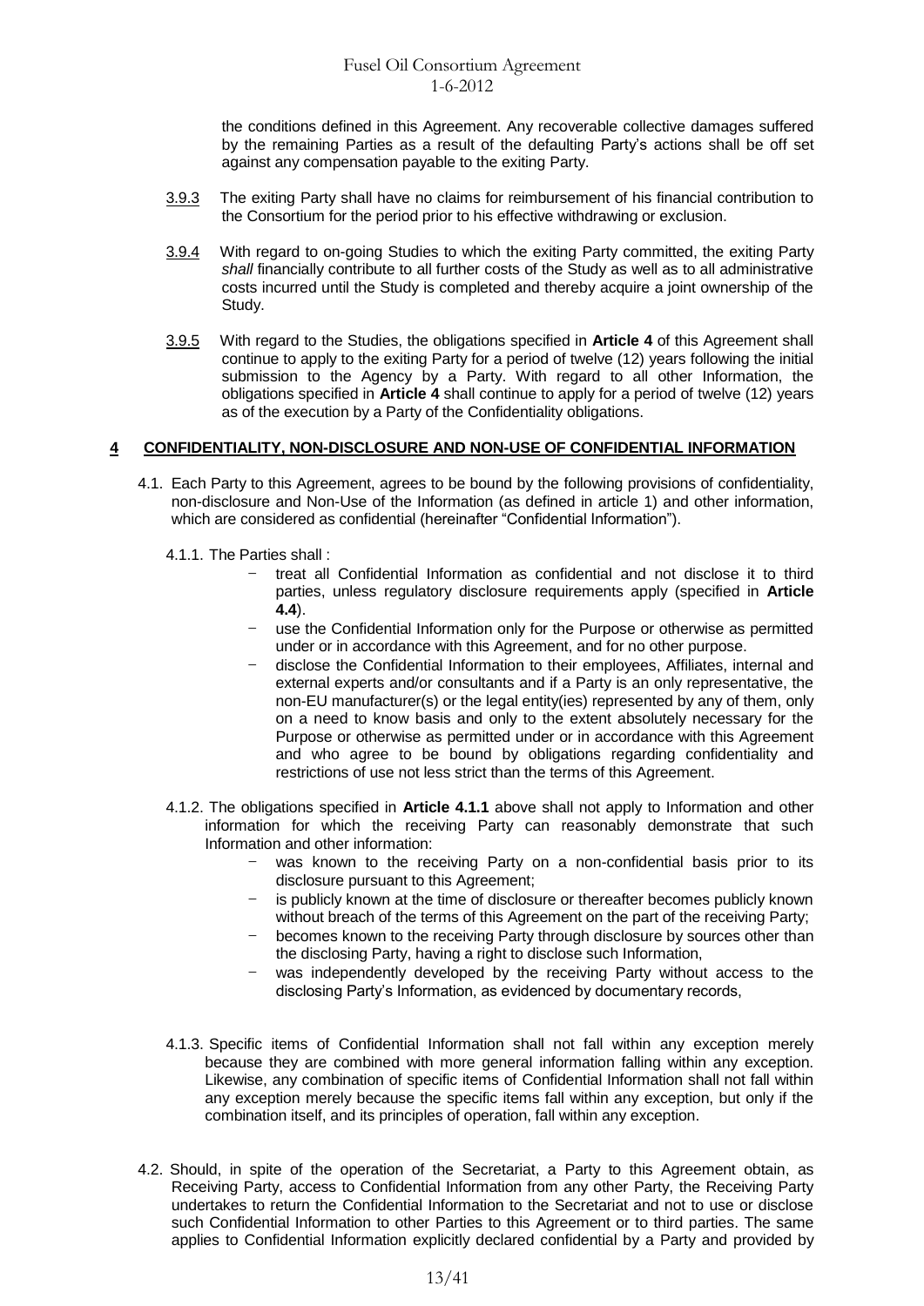the conditions defined in this Agreement. Any recoverable collective damages suffered by the remaining Parties as a result of the defaulting Party's actions shall be off set against any compensation payable to the exiting Party.

3.9.3 The exiting Party shall have no claims for reimbursement of his financial contribution to the Consortium for the period prior to his effective withdrawing or exclusion.

3.9.4 With regard to on-going Studies to which the exiting Party committed, the exiting Party *shall* financially contribute to all further costs of the Study as well as to all administrative costs incurred until the Study is completed and thereby acquire a joint ownership of the Study.

3.9.5 With regard to the Studies, the obligations specified in **Article 4** of this Agreement shall continue to apply to the exiting Party for a period of twelve (12) years following the initial submission to the Agency by a Party. With regard to all other Information, the obligations specified in **Article 4** shall continue to apply for a period of twelve (12) years as of the execution by a Party of the Confidentiality obligations.

## 4 CONFIDENTIALITY, NON-DISCLOSURE AND NON-USE OF CONFIDENTIAL INFORMATION

4.1. Each Party to this Agreement, agrees to be bound by the following provisions of confidentiality, non-disclosure and Non-Use of the Information (as defined in article 1) and other information, which are considered as confidential (hereinafter "Confidential Information").

4.1.1. The Parties shall :

- treat all Confidential Information as confidential and not disclose it to third parties, unless regulatory disclosure requirements apply (specified in **Article 4.4**).
- use the Confidential Information only for the Purpose or otherwise as permitted under or in accordance with this Agreement, and for no other purpose.
- disclose the Confidential Information to their employees, Affiliates, internal and external experts and/or consultants and if a Party is an only representative, the non-EU manufacturer(s) or the legal entity(ies) represented by any of them, only on a need to know basis and only to the extent absolutely necessary for the Purpose or otherwise as permitted under or in accordance with this Agreement and who agree to be bound by obligations regarding confidentiality and restrictions of use not less strict than the terms of this Agreement.

4.1.2. The obligations specified in **Article 4.1.1** above shall not apply to Information and other information for which the receiving Party can reasonably demonstrate that such Information and other information:

- was known to the receiving Party on a non-confidential basis prior to its disclosure pursuant to this Agreement;
- is publicly known at the time of disclosure or thereafter becomes publicly known without breach of the terms of this Agreement on the part of the receiving Party;
- becomes known to the receiving Party through disclosure by sources other than the disclosing Party, having a right to disclose such Information,
- was independently developed by the receiving Party without access to the disclosing Party's Information, as evidenced by documentary records,

4.1.3. Specific items of Confidential Information shall not fall within any exception merely because they are combined with more general information falling within any exception. Likewise, any combination of specific items of Confidential Information shall not fall within any exception merely because the specific items fall within any exception, but only if the combination itself, and its principles of operation, fall within any exception.

4.2. Should, in spite of the operation of the Secretariat, a Party to this Agreement obtain, as Receiving Party, access to Confidential Information from any other Party, the Receiving Party undertakes to return the Confidential Information to the Secretariat and not to use or disclose such Confidential Information to other Parties to this Agreement or to third parties. The same applies to Confidential Information explicitly declared confidential by a Party and provided by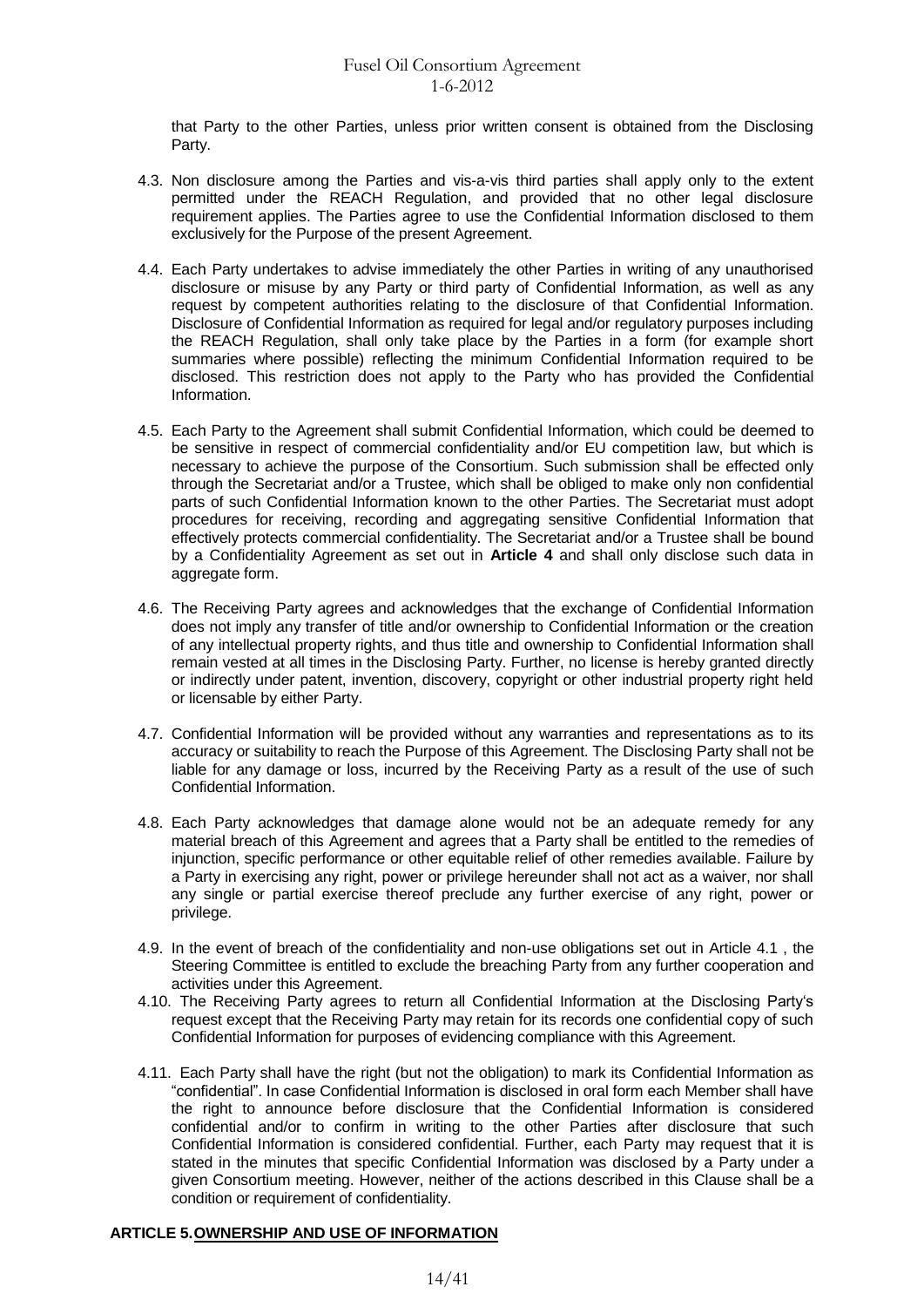that Party to the other Parties, unless prior written consent is obtained from the Disclosing Party.

4.3. Non disclosure among the Parties and vis-a-vis third parties shall apply only to the extent permitted under the REACH Regulation, and provided that no other legal disclosure requirement applies. The Parties agree to use the Confidential Information disclosed to them exclusively for the Purpose of the present Agreement.

4.4. Each Party undertakes to advise immediately the other Parties in writing of any unauthorised disclosure or misuse by any Party or third party of Confidential Information, as well as any request by competent authorities relating to the disclosure of that Confidential Information. Disclosure of Confidential Information as required for legal and/or regulatory purposes including the REACH Regulation, shall only take place by the Parties in a form (for example short summaries where possible) reflecting the minimum Confidential Information required to be disclosed. This restriction does not apply to the Party who has provided the Confidential Information.

4.5. Each Party to the Agreement shall submit Confidential Information, which could be deemed to be sensitive in respect of commercial confidentiality and/or EU competition law, but which is necessary to achieve the purpose of the Consortium. Such submission shall be effected only through the Secretariat and/or a Trustee, which shall be obliged to make only non confidential parts of such Confidential Information known to the other Parties. The Secretariat must adopt procedures for receiving, recording and aggregating sensitive Confidential Information that effectively protects commercial confidentiality. The Secretariat and/or a Trustee shall be bound by a Confidentiality Agreement as set out in **Article 4** and shall only disclose such data in aggregate form.

4.6. The Receiving Party agrees and acknowledges that the exchange of Confidential Information does not imply any transfer of title and/or ownership to Confidential Information or the creation of any intellectual property rights, and thus title and ownership to Confidential Information shall remain vested at all times in the Disclosing Party. Further, no license is hereby granted directly or indirectly under patent, invention, discovery, copyright or other industrial property right held or licensable by either Party.

4.7. Confidential Information will be provided without any warranties and representations as to its accuracy or suitability to reach the Purpose of this Agreement. The Disclosing Party shall not be liable for any damage or loss, incurred by the Receiving Party as a result of the use of such Confidential Information.

4.8. Each Party acknowledges that damage alone would not be an adequate remedy for any material breach of this Agreement and agrees that a Party shall be entitled to the remedies of injunction, specific performance or other equitable relief of other remedies available. Failure by a Party in exercising any right, power or privilege hereunder shall not act as a waiver, nor shall any single or partial exercise thereof preclude any further exercise of any right, power or privilege.

4.9. In the event of breach of the confidentiality and non-use obligations set out in Article 4.1 , the Steering Committee is entitled to exclude the breaching Party from any further cooperation and activities under this Agreement.

4.10. The Receiving Party agrees to return all Confidential Information at the Disclosing Party's request except that the Receiving Party may retain for its records one confidential copy of such Confidential Information for purposes of evidencing compliance with this Agreement.

4.11. Each Party shall have the right (but not the obligation) to mark its Confidential Information as "confidential". In case Confidential Information is disclosed in oral form each Member shall have the right to announce before disclosure that the Confidential Information is considered confidential and/or to confirm in writing to the other Parties after disclosure that such Confidential Information is considered confidential. Further, each Party may request that it is stated in the minutes that specific Confidential Information was disclosed by a Party under a given Consortium meeting. However, neither of the actions described in this Clause shall be a condition or requirement of confidentiality.

## ARTICLE 5. OWNERSHIP AND USE OF INFORMATION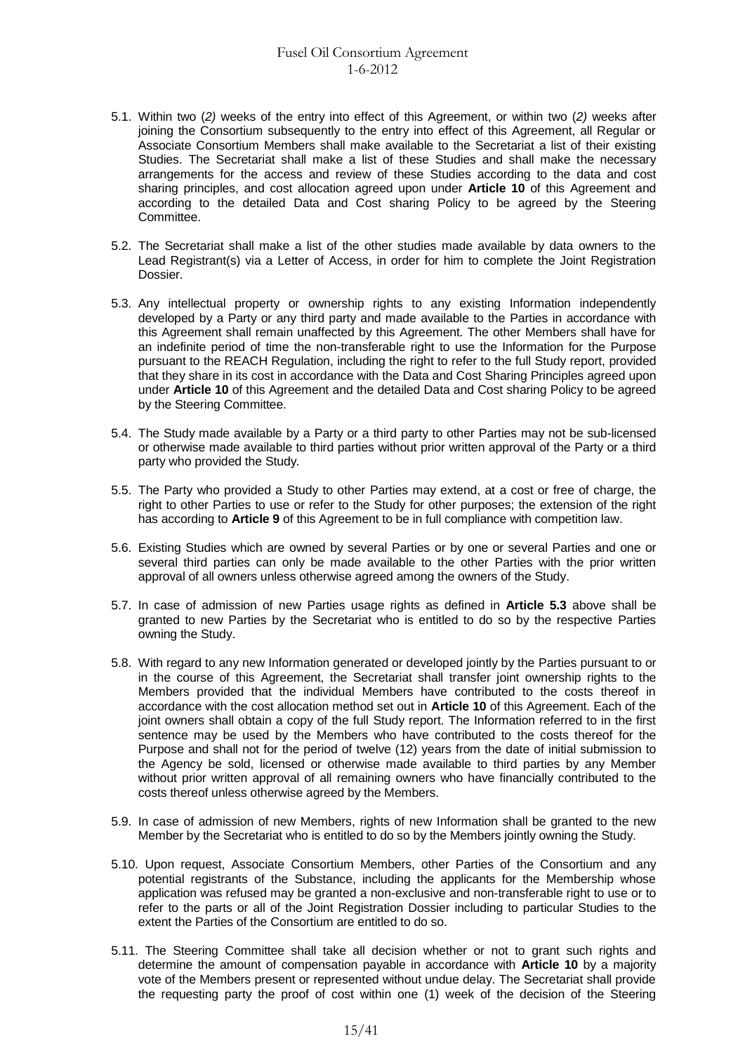5.1. Within two (*2)* weeks of the entry into effect of this Agreement, or within two (*2)* weeks after joining the Consortium subsequently to the entry into effect of this Agreement, all Regular or Associate Consortium Members shall make available to the Secretariat a list of their existing Studies. The Secretariat shall make a list of these Studies and shall make the necessary arrangements for the access and review of these Studies according to the data and cost sharing principles, and cost allocation agreed upon under **Article 10** of this Agreement and according to the detailed Data and Cost sharing Policy to be agreed by the Steering Committee.

5.2. The Secretariat shall make a list of the other studies made available by data owners to the Lead Registrant(s) via a Letter of Access, in order for him to complete the Joint Registration Dossier.

5.3. Any intellectual property or ownership rights to any existing Information independently developed by a Party or any third party and made available to the Parties in accordance with this Agreement shall remain unaffected by this Agreement. The other Members shall have for an indefinite period of time the non-transferable right to use the Information for the Purpose pursuant to the REACH Regulation, including the right to refer to the full Study report, provided that they share in its cost in accordance with the Data and Cost Sharing Principles agreed upon under **Article 10** of this Agreement and the detailed Data and Cost sharing Policy to be agreed by the Steering Committee.

5.4. The Study made available by a Party or a third party to other Parties may not be sub-licensed or otherwise made available to third parties without prior written approval of the Party or a third party who provided the Study.

5.5. The Party who provided a Study to other Parties may extend, at a cost or free of charge, the right to other Parties to use or refer to the Study for other purposes; the extension of the right has according to **Article 9** of this Agreement to be in full compliance with competition law.

5.6. Existing Studies which are owned by several Parties or by one or several Parties and one or several third parties can only be made available to the other Parties with the prior written approval of all owners unless otherwise agreed among the owners of the Study.

5.7. In case of admission of new Parties usage rights as defined in **Article 5.3** above shall be granted to new Parties by the Secretariat who is entitled to do so by the respective Parties owning the Study.

5.8. With regard to any new Information generated or developed jointly by the Parties pursuant to or in the course of this Agreement, the Secretariat shall transfer joint ownership rights to the Members provided that the individual Members have contributed to the costs thereof in accordance with the cost allocation method set out in **Article 10** of this Agreement. Each of the joint owners shall obtain a copy of the full Study report. The Information referred to in the first sentence may be used by the Members who have contributed to the costs thereof for the Purpose and shall not for the period of twelve (12) years from the date of initial submission to the Agency be sold, licensed or otherwise made available to third parties by any Member without prior written approval of all remaining owners who have financially contributed to the costs thereof unless otherwise agreed by the Members.

5.9. In case of admission of new Members, rights of new Information shall be granted to the new Member by the Secretariat who is entitled to do so by the Members jointly owning the Study.

5.10. Upon request, Associate Consortium Members, other Parties of the Consortium and any potential registrants of the Substance, including the applicants for the Membership whose application was refused may be granted a non-exclusive and non-transferable right to use or to refer to the parts or all of the Joint Registration Dossier including to particular Studies to the extent the Parties of the Consortium are entitled to do so.

5.11. The Steering Committee shall take all decision whether or not to grant such rights and determine the amount of compensation payable in accordance with **Article 10** by a majority vote of the Members present or represented without undue delay. The Secretariat shall provide the requesting party the proof of cost within one (1) week of the decision of the Steering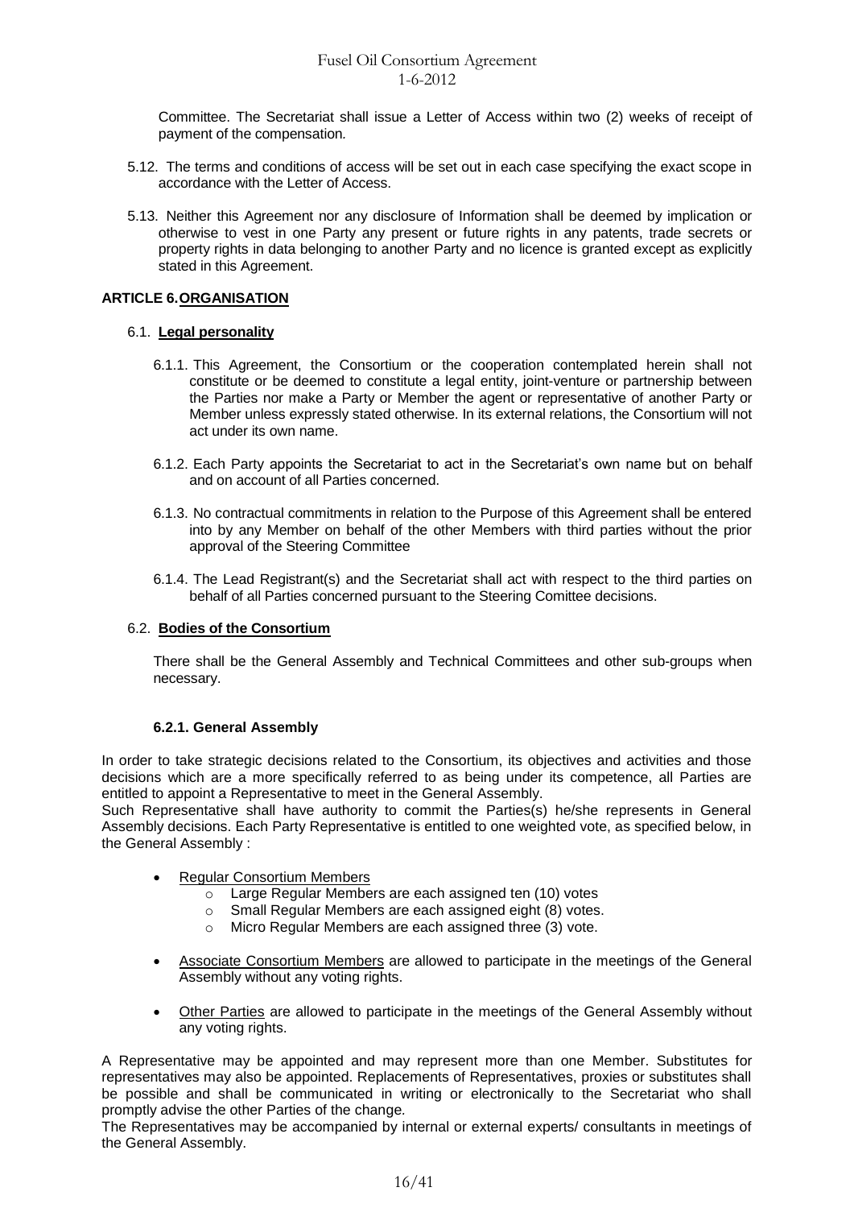Committee. The Secretariat shall issue a Letter of Access within two (2) weeks of receipt of payment of the compensation*.*

5.12. The terms and conditions of access will be set out in each case specifying the exact scope in accordance with the Letter of Access.

5.13. Neither this Agreement nor any disclosure of Information shall be deemed by implication or otherwise to vest in one Party any present or future rights in any patents, trade secrets or property rights in data belonging to another Party and no licence is granted except as explicitly stated in this Agreement.

## ARTICLE 6. ORGANISATION

### 6.1. Legal personality

6.1.1. This Agreement, the Consortium or the cooperation contemplated herein shall not constitute or be deemed to constitute a legal entity, joint-venture or partnership between the Parties nor make a Party or Member the agent or representative of another Party or Member unless expressly stated otherwise. In its external relations, the Consortium will not act under its own name.

6.1.2. Each Party appoints the Secretariat to act in the Secretariat's own name but on behalf and on account of all Parties concerned.

6.1.3. No contractual commitments in relation to the Purpose of this Agreement shall be entered into by any Member on behalf of the other Members with third parties without the prior approval of the Steering Committee

6.1.4. The Lead Registrant(s) and the Secretariat shall act with respect to the third parties on behalf of all Parties concerned pursuant to the Steering Comittee decisions.

### 6.2. Bodies of the Consortium

There shall be the General Assembly and Technical Committees and other sub-groups when necessary.

#### 6.2.1. General Assembly

In order to take strategic decisions related to the Consortium, its objectives and activities and those decisions which are a more specifically referred to as being under its competence, all Parties are entitled to appoint a Representative to meet in the General Assembly.
Such Representative shall have authority to commit the Parties(s) he/she represents in General Assembly decisions. Each Party Representative is entitled to one weighted vote, as specified below, in the General Assembly :

- Regular Consortium Members
  - Large Regular Members are each assigned ten (10) votes
  - Small Regular Members are each assigned eight (8) votes.
  - Micro Regular Members are each assigned three (3) vote.
- Associate Consortium Members are allowed to participate in the meetings of the General Assembly without any voting rights.
- Other Parties are allowed to participate in the meetings of the General Assembly without any voting rights.

A Representative may be appointed and may represent more than one Member. Substitutes for representatives may also be appointed. Replacements of Representatives, proxies or substitutes shall be possible and shall be communicated in writing or electronically to the Secretariat who shall promptly advise the other Parties of the change.
The Representatives may be accompanied by internal or external experts/ consultants in meetings of the General Assembly.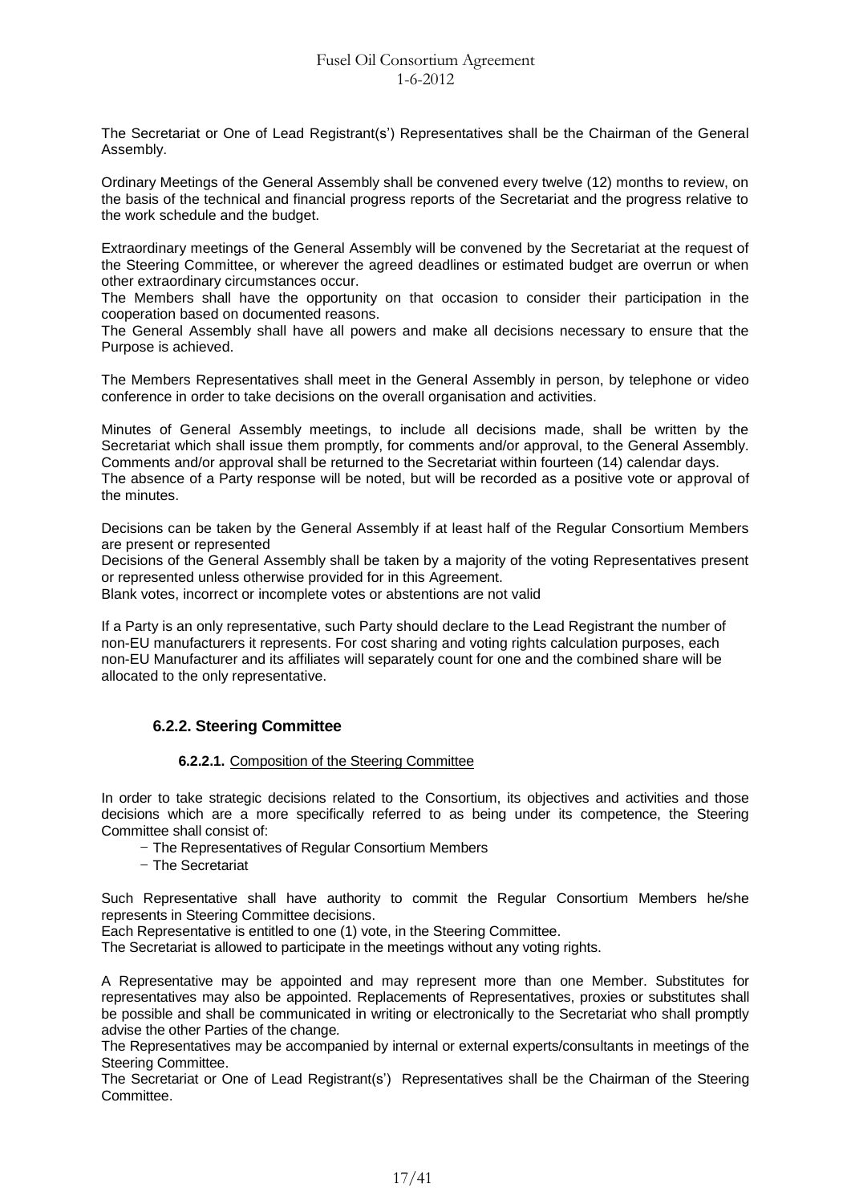The Secretariat or One of Lead Registrant(s') Representatives shall be the Chairman of the General Assembly.

Ordinary Meetings of the General Assembly shall be convened every twelve (12) months to review, on the basis of the technical and financial progress reports of the Secretariat and the progress relative to the work schedule and the budget.

Extraordinary meetings of the General Assembly will be convened by the Secretariat at the request of the Steering Committee, or wherever the agreed deadlines or estimated budget are overrun or when other extraordinary circumstances occur.
The Members shall have the opportunity on that occasion to consider their participation in the cooperation based on documented reasons.
The General Assembly shall have all powers and make all decisions necessary to ensure that the Purpose is achieved.

The Members Representatives shall meet in the General Assembly in person, by telephone or video conference in order to take decisions on the overall organisation and activities.

Minutes of General Assembly meetings, to include all decisions made, shall be written by the Secretariat which shall issue them promptly, for comments and/or approval, to the General Assembly. Comments and/or approval shall be returned to the Secretariat within fourteen (14) calendar days.
The absence of a Party response will be noted, but will be recorded as a positive vote or approval of the minutes.

Decisions can be taken by the General Assembly if at least half of the Regular Consortium Members are present or represented
Decisions of the General Assembly shall be taken by a majority of the voting Representatives present or represented unless otherwise provided for in this Agreement.
Blank votes, incorrect or incomplete votes or abstentions are not valid

If a Party is an only representative, such Party should declare to the Lead Registrant the number of non-EU manufacturers it represents. For cost sharing and voting rights calculation purposes, each non-EU Manufacturer and its affiliates will separately count for one and the combined share will be allocated to the only representative.

### 6.2.2. Steering Committee

#### **6.2.2.1.** Composition of the Steering Committee

In order to take strategic decisions related to the Consortium, its objectives and activities and those decisions which are a more specifically referred to as being under its competence, the Steering Committee shall consist of:

- The Representatives of Regular Consortium Members
- The Secretariat

Such Representative shall have authority to commit the Regular Consortium Members he/she represents in Steering Committee decisions.
Each Representative is entitled to one (1) vote, in the Steering Committee.
The Secretariat is allowed to participate in the meetings without any voting rights.

A Representative may be appointed and may represent more than one Member. Substitutes for representatives may also be appointed. Replacements of Representatives, proxies or substitutes shall be possible and shall be communicated in writing or electronically to the Secretariat who shall promptly advise the other Parties of the change.
The Representatives may be accompanied by internal or external experts/consultants in meetings of the Steering Committee.
The Secretariat or One of Lead Registrant(s') Representatives shall be the Chairman of the Steering Committee.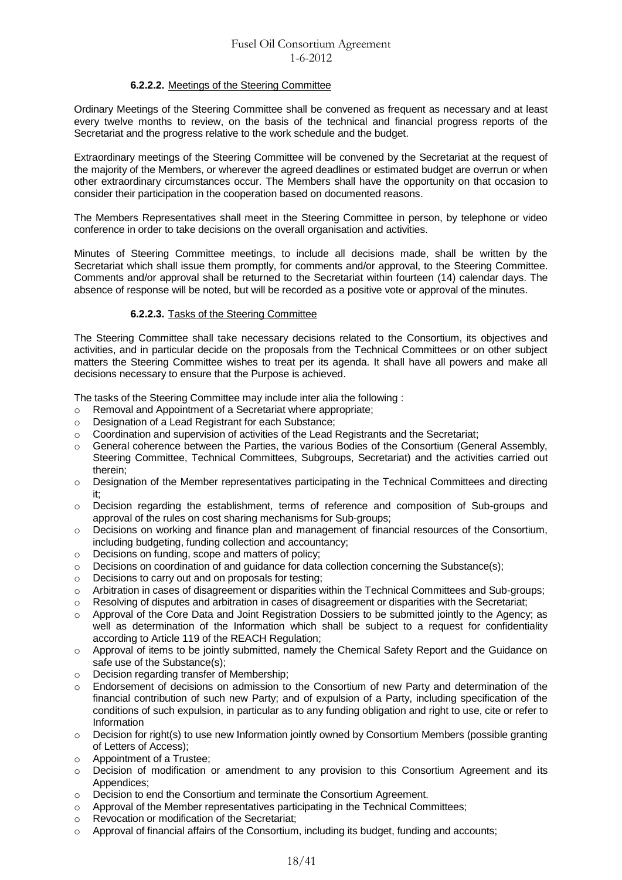#### **6.2.2.2.** Meetings of the Steering Committee

Ordinary Meetings of the Steering Committee shall be convened as frequent as necessary and at least every twelve months to review, on the basis of the technical and financial progress reports of the Secretariat and the progress relative to the work schedule and the budget.

Extraordinary meetings of the Steering Committee will be convened by the Secretariat at the request of the majority of the Members, or wherever the agreed deadlines or estimated budget are overrun or when other extraordinary circumstances occur. The Members shall have the opportunity on that occasion to consider their participation in the cooperation based on documented reasons.

The Members Representatives shall meet in the Steering Committee in person, by telephone or video conference in order to take decisions on the overall organisation and activities.

Minutes of Steering Committee meetings, to include all decisions made, shall be written by the Secretariat which shall issue them promptly, for comments and/or approval, to the Steering Committee. Comments and/or approval shall be returned to the Secretariat within fourteen (14) calendar days. The absence of response will be noted, but will be recorded as a positive vote or approval of the minutes.

#### **6.2.2.3.** Tasks of the Steering Committee

The Steering Committee shall take necessary decisions related to the Consortium, its objectives and activities, and in particular decide on the proposals from the Technical Committees or on other subject matters the Steering Committee wishes to treat per its agenda. It shall have all powers and make all decisions necessary to ensure that the Purpose is achieved.

The tasks of the Steering Committee may include inter alia the following :

- Removal and Appointment of a Secretariat where appropriate;
- Designation of a Lead Registrant for each Substance;
- Coordination and supervision of activities of the Lead Registrants and the Secretariat;
- General coherence between the Parties, the various Bodies of the Consortium (General Assembly, Steering Committee, Technical Committees, Subgroups, Secretariat) and the activities carried out therein;
- Designation of the Member representatives participating in the Technical Committees and directing it;
- Decision regarding the establishment, terms of reference and composition of Sub-groups and approval of the rules on cost sharing mechanisms for Sub-groups;
- Decisions on working and finance plan and management of financial resources of the Consortium, including budgeting, funding collection and accountancy;
- Decisions on funding, scope and matters of policy;
- Decisions on coordination of and guidance for data collection concerning the Substance(s);
- Decisions to carry out and on proposals for testing;
- Arbitration in cases of disagreement or disparities within the Technical Committees and Sub-groups;
- Resolving of disputes and arbitration in cases of disagreement or disparities with the Secretariat;
- Approval of the Core Data and Joint Registration Dossiers to be submitted jointly to the Agency; as well as determination of the Information which shall be subject to a request for confidentiality according to Article 119 of the REACH Regulation;
- Approval of items to be jointly submitted, namely the Chemical Safety Report and the Guidance on safe use of the Substance(s);
- Decision regarding transfer of Membership;
- Endorsement of decisions on admission to the Consortium of new Party and determination of the financial contribution of such new Party; and of expulsion of a Party, including specification of the conditions of such expulsion, in particular as to any funding obligation and right to use, cite or refer to Information
- Decision for right(s) to use new Information jointly owned by Consortium Members (possible granting of Letters of Access);
- Appointment of a Trustee;
- Decision of modification or amendment to any provision to this Consortium Agreement and its Appendices;
- Decision to end the Consortium and terminate the Consortium Agreement.
- Approval of the Member representatives participating in the Technical Committees;
- Revocation or modification of the Secretariat;
- Approval of financial affairs of the Consortium, including its budget, funding and accounts;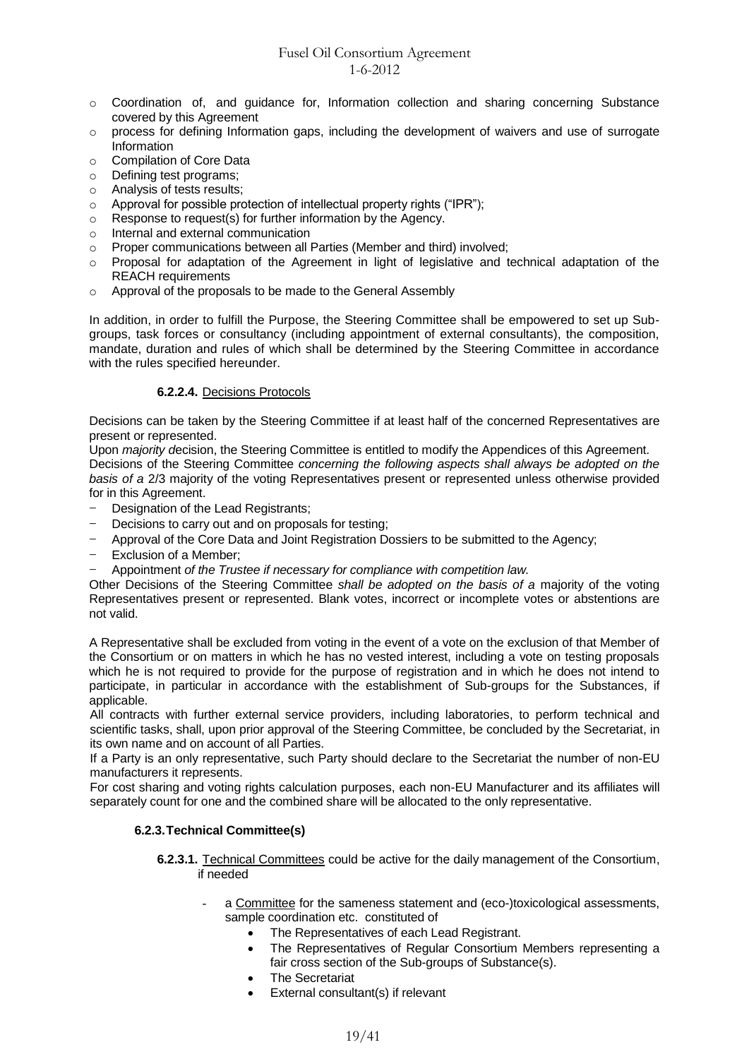- Coordination of, and guidance for, Information collection and sharing concerning Substance covered by this Agreement
- process for defining Information gaps, including the development of waivers and use of surrogate Information
- Compilation of Core Data
- Defining test programs;
- Analysis of tests results;
- Approval for possible protection of intellectual property rights ("IPR");
- Response to request(s) for further information by the Agency.
- Internal and external communication
- Proper communications between all Parties (Member and third) involved;
- Proposal for adaptation of the Agreement in light of legislative and technical adaptation of the REACH requirements
- Approval of the proposals to be made to the General Assembly

In addition, in order to fulfill the Purpose, the Steering Committee shall be empowered to set up Sub-groups, task forces or consultancy (including appointment of external consultants), the composition, mandate, duration and rules of which shall be determined by the Steering Committee in accordance with the rules specified hereunder.

**6.2.2.4.** Decisions Protocols

Decisions can be taken by the Steering Committee if at least half of the concerned Representatives are present or represented.

Upon *majority d*ecision, the Steering Committee is entitled to modify the Appendices of this Agreement.

Decisions of the Steering Committee *concerning the following aspects shall always be adopted on the basis of a* 2/3 majority of the voting Representatives present or represented unless otherwise provided for in this Agreement.

- Designation of the Lead Registrants;
- Decisions to carry out and on proposals for testing;
- Approval of the Core Data and Joint Registration Dossiers to be submitted to the Agency;
- Exclusion of a Member;
- Appointment *of the Trustee if necessary for compliance with competition law.*

Other Decisions of the Steering Committee *shall be adopted on the basis of a* majority of the voting Representatives present or represented. Blank votes, incorrect or incomplete votes or abstentions are not valid.

A Representative shall be excluded from voting in the event of a vote on the exclusion of that Member of the Consortium or on matters in which he has no vested interest, including a vote on testing proposals which he is not required to provide for the purpose of registration and in which he does not intend to participate, in particular in accordance with the establishment of Sub-groups for the Substances, if applicable.

All contracts with further external service providers, including laboratories, to perform technical and scientific tasks, shall, upon prior approval of the Steering Committee, be concluded by the Secretariat, in its own name and on account of all Parties.

If a Party is an only representative, such Party should declare to the Secretariat the number of non-EU manufacturers it represents.

For cost sharing and voting rights calculation purposes, each non-EU Manufacturer and its affiliates will separately count for one and the combined share will be allocated to the only representative.

### 6.2.3. Technical Committee(s)

**6.2.3.1.** Technical Committees could be active for the daily management of the Consortium, if needed

- a Committee for the sameness statement and (eco-)toxicological assessments, sample coordination etc. constituted of
  - The Representatives of each Lead Registrant.
  - The Representatives of Regular Consortium Members representing a fair cross section of the Sub-groups of Substance(s).
  - The Secretariat
  - External consultant(s) if relevant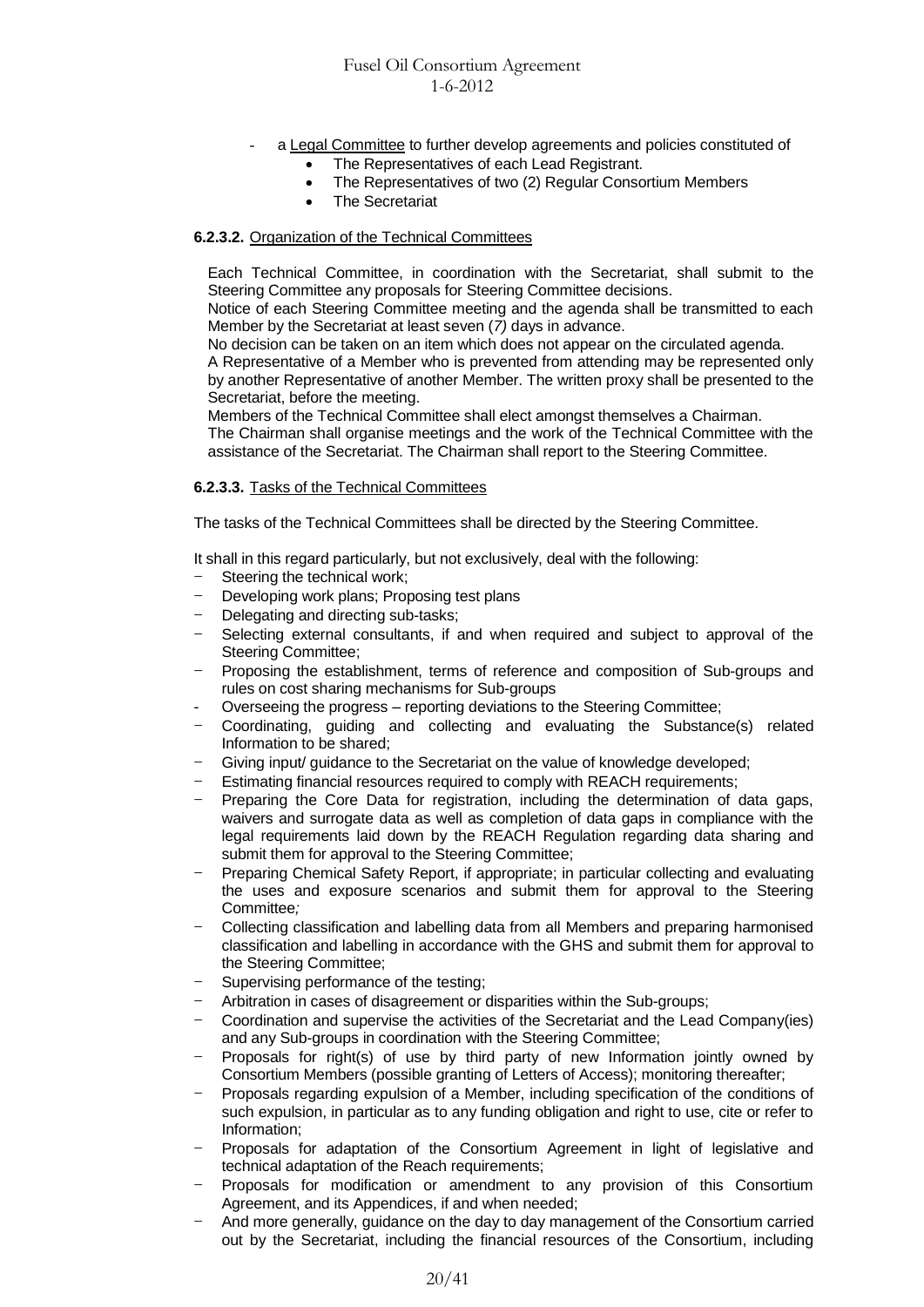- a Legal Committee to further develop agreements and policies constituted of
  - The Representatives of each Lead Registrant.
  - The Representatives of two (2) Regular Consortium Members
  - The Secretariat

**6.2.3.2.** Organization of the Technical Committees

Each Technical Committee, in coordination with the Secretariat, shall submit to the Steering Committee any proposals for Steering Committee decisions.
Notice of each Steering Committee meeting and the agenda shall be transmitted to each Member by the Secretariat at least seven (*7*) days in advance.
No decision can be taken on an item which does not appear on the circulated agenda.
A Representative of a Member who is prevented from attending may be represented only by another Representative of another Member. The written proxy shall be presented to the Secretariat, before the meeting.
Members of the Technical Committee shall elect amongst themselves a Chairman.
The Chairman shall organise meetings and the work of the Technical Committee with the assistance of the Secretariat. The Chairman shall report to the Steering Committee.

**6.2.3.3.** Tasks of the Technical Committees

The tasks of the Technical Committees shall be directed by the Steering Committee.

It shall in this regard particularly, but not exclusively, deal with the following:

- Steering the technical work;
- Developing work plans; Proposing test plans
- Delegating and directing sub-tasks;
- Selecting external consultants, if and when required and subject to approval of the Steering Committee;
- Proposing the establishment, terms of reference and composition of Sub-groups and rules on cost sharing mechanisms for Sub-groups
- Overseeing the progress – reporting deviations to the Steering Committee;
- Coordinating, guiding and collecting and evaluating the Substance(s) related Information to be shared;
- Giving input/ guidance to the Secretariat on the value of knowledge developed;
- Estimating financial resources required to comply with REACH requirements;
- Preparing the Core Data for registration, including the determination of data gaps, waivers and surrogate data as well as completion of data gaps in compliance with the legal requirements laid down by the REACH Regulation regarding data sharing and submit them for approval to the Steering Committee;
- Preparing Chemical Safety Report, if appropriate; in particular collecting and evaluating the uses and exposure scenarios and submit them for approval to the Steering Committee*;*
- Collecting classification and labelling data from all Members and preparing harmonised classification and labelling in accordance with the GHS and submit them for approval to the Steering Committee;
- Supervising performance of the testing;
- Arbitration in cases of disagreement or disparities within the Sub-groups;
- Coordination and supervise the activities of the Secretariat and the Lead Company(ies) and any Sub-groups in coordination with the Steering Committee;
- Proposals for right(s) of use by third party of new Information jointly owned by Consortium Members (possible granting of Letters of Access); monitoring thereafter;
- Proposals regarding expulsion of a Member, including specification of the conditions of such expulsion, in particular as to any funding obligation and right to use, cite or refer to Information;
- Proposals for adaptation of the Consortium Agreement in light of legislative and technical adaptation of the Reach requirements;
- Proposals for modification or amendment to any provision of this Consortium Agreement, and its Appendices, if and when needed;
- And more generally, guidance on the day to day management of the Consortium carried out by the Secretariat, including the financial resources of the Consortium, including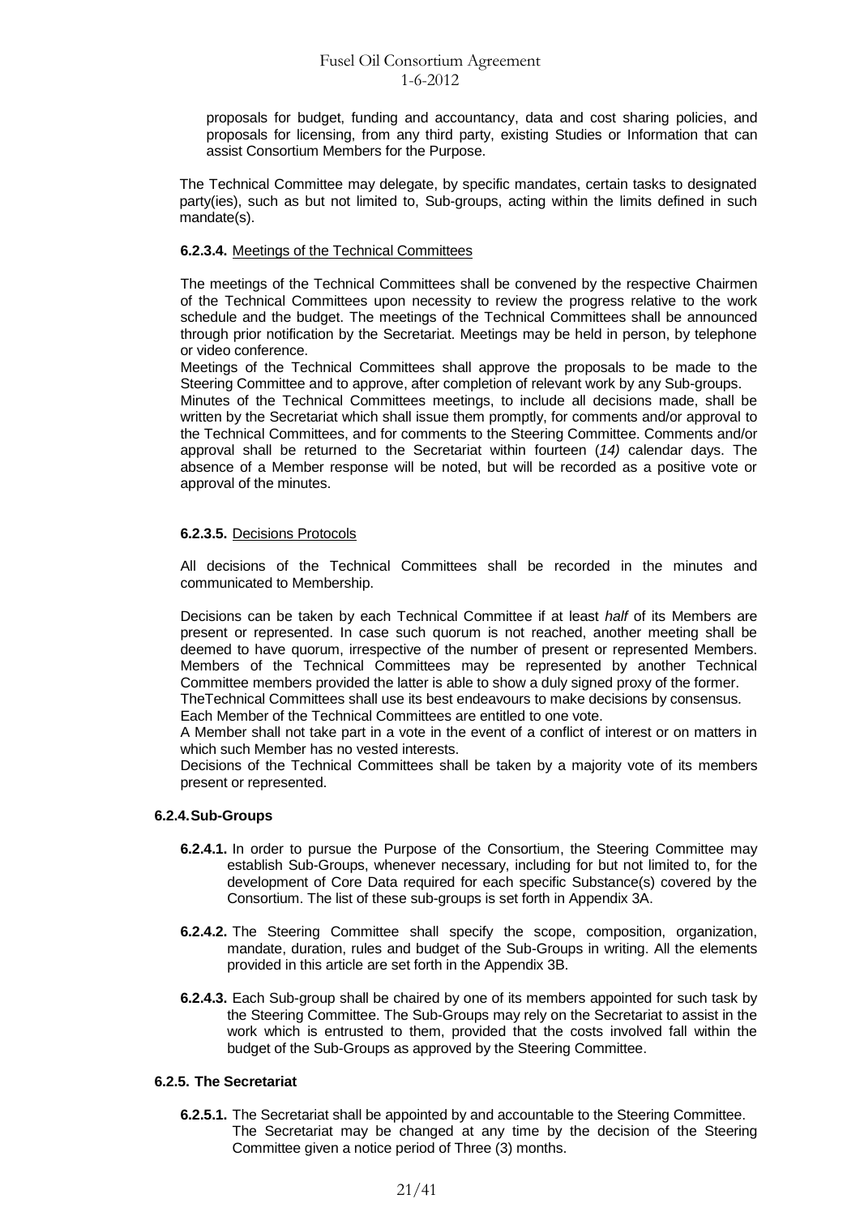proposals for budget, funding and accountancy, data and cost sharing policies, and proposals for licensing, from any third party, existing Studies or Information that can assist Consortium Members for the Purpose.

The Technical Committee may delegate, by specific mandates, certain tasks to designated party(ies), such as but not limited to, Sub-groups, acting within the limits defined in such mandate(s).

**6.2.3.4.** Meetings of the Technical Committees

The meetings of the Technical Committees shall be convened by the respective Chairmen of the Technical Committees upon necessity to review the progress relative to the work schedule and the budget. The meetings of the Technical Committees shall be announced through prior notification by the Secretariat. Meetings may be held in person, by telephone or video conference.

Meetings of the Technical Committees shall approve the proposals to be made to the Steering Committee and to approve, after completion of relevant work by any Sub-groups.

Minutes of the Technical Committees meetings, to include all decisions made, shall be written by the Secretariat which shall issue them promptly, for comments and/or approval to the Technical Committees, and for comments to the Steering Committee. Comments and/or approval shall be returned to the Secretariat within fourteen (*14)* calendar days. The absence of a Member response will be noted, but will be recorded as a positive vote or approval of the minutes.

**6.2.3.5.** Decisions Protocols

All decisions of the Technical Committees shall be recorded in the minutes and communicated to Membership.

Decisions can be taken by each Technical Committee if at least *half* of its Members are present or represented. In case such quorum is not reached, another meeting shall be deemed to have quorum, irrespective of the number of present or represented Members. Members of the Technical Committees may be represented by another Technical Committee members provided the latter is able to show a duly signed proxy of the former.

TheTechnical Committees shall use its best endeavours to make decisions by consensus.

Each Member of the Technical Committees are entitled to one vote.

A Member shall not take part in a vote in the event of a conflict of interest or on matters in which such Member has no vested interests.

Decisions of the Technical Committees shall be taken by a majority vote of its members present or represented.

**6.2.4. Sub-Groups**

**6.2.4.1.** In order to pursue the Purpose of the Consortium, the Steering Committee may establish Sub-Groups, whenever necessary, including for but not limited to, for the development of Core Data required for each specific Substance(s) covered by the Consortium. The list of these sub-groups is set forth in Appendix 3A.

**6.2.4.2.** The Steering Committee shall specify the scope, composition, organization, mandate, duration, rules and budget of the Sub-Groups in writing. All the elements provided in this article are set forth in the Appendix 3B.

**6.2.4.3.** Each Sub-group shall be chaired by one of its members appointed for such task by the Steering Committee. The Sub-Groups may rely on the Secretariat to assist in the work which is entrusted to them, provided that the costs involved fall within the budget of the Sub-Groups as approved by the Steering Committee.

**6.2.5. The Secretariat**

**6.2.5.1.** The Secretariat shall be appointed by and accountable to the Steering Committee. The Secretariat may be changed at any time by the decision of the Steering Committee given a notice period of Three (3) months.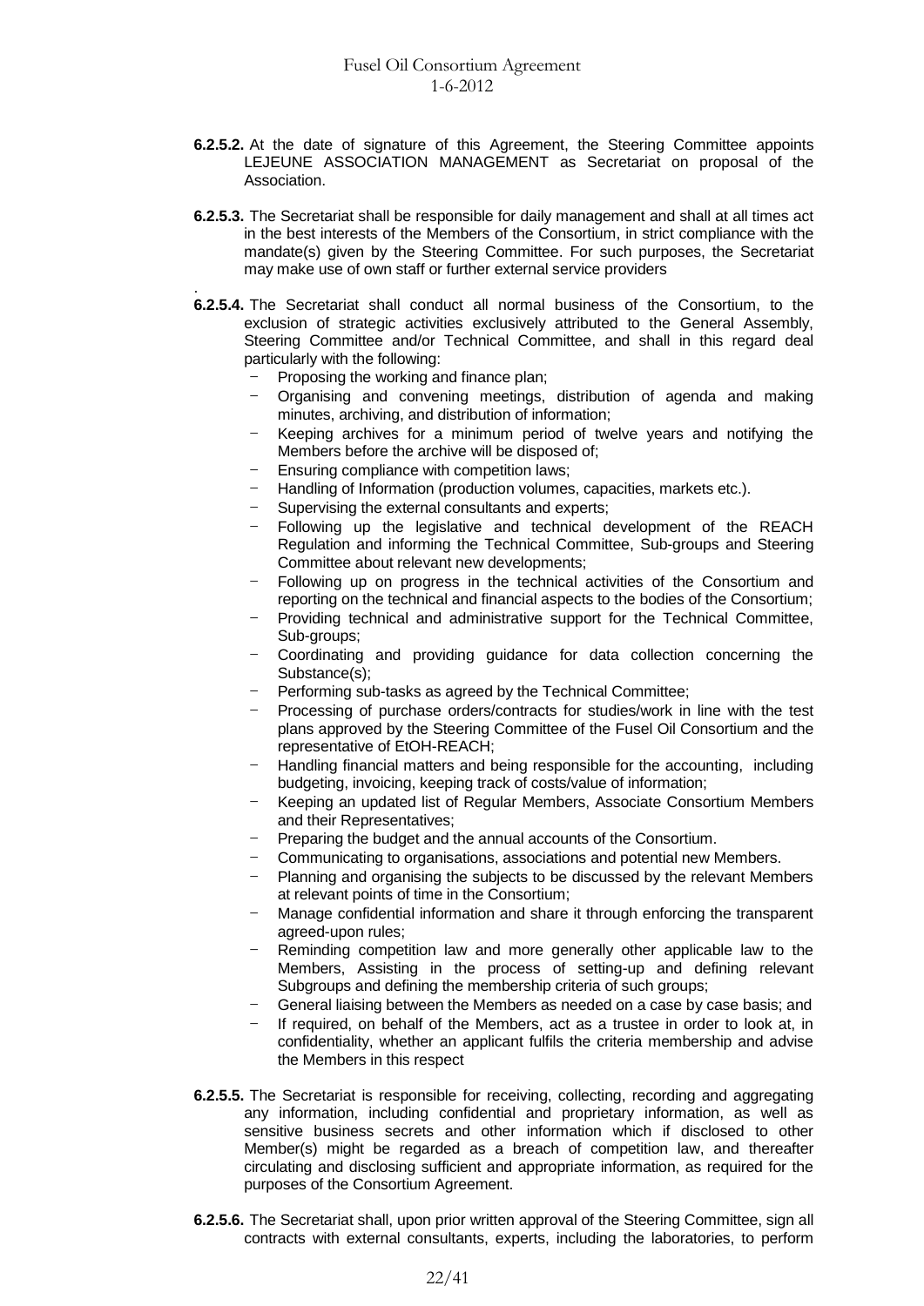**6.2.5.2.** At the date of signature of this Agreement, the Steering Committee appoints LEJEUNE ASSOCIATION MANAGEMENT as Secretariat on proposal of the Association.

**6.2.5.3.** The Secretariat shall be responsible for daily management and shall at all times act in the best interests of the Members of the Consortium, in strict compliance with the mandate(s) given by the Steering Committee. For such purposes, the Secretariat may make use of own staff or further external service providers

.

**6.2.5.4.** The Secretariat shall conduct all normal business of the Consortium, to the exclusion of strategic activities exclusively attributed to the General Assembly, Steering Committee and/or Technical Committee, and shall in this regard deal particularly with the following:

- Proposing the working and finance plan;
- Organising and convening meetings, distribution of agenda and making minutes, archiving, and distribution of information;
- Keeping archives for a minimum period of twelve years and notifying the Members before the archive will be disposed of;
- Ensuring compliance with competition laws;
- Handling of Information (production volumes, capacities, markets etc.).
- Supervising the external consultants and experts;
- Following up the legislative and technical development of the REACH Regulation and informing the Technical Committee, Sub-groups and Steering Committee about relevant new developments;
- Following up on progress in the technical activities of the Consortium and reporting on the technical and financial aspects to the bodies of the Consortium;
- Providing technical and administrative support for the Technical Committee, Sub-groups;
- Coordinating and providing guidance for data collection concerning the Substance(s);
- Performing sub-tasks as agreed by the Technical Committee;
- Processing of purchase orders/contracts for studies/work in line with the test plans approved by the Steering Committee of the Fusel Oil Consortium and the representative of EtOH-REACH;
- Handling financial matters and being responsible for the accounting, including budgeting, invoicing, keeping track of costs/value of information;
- Keeping an updated list of Regular Members, Associate Consortium Members and their Representatives;
- Preparing the budget and the annual accounts of the Consortium.
- Communicating to organisations, associations and potential new Members.
- Planning and organising the subjects to be discussed by the relevant Members at relevant points of time in the Consortium;
- Manage confidential information and share it through enforcing the transparent agreed-upon rules;
- Reminding competition law and more generally other applicable law to the Members, Assisting in the process of setting-up and defining relevant Subgroups and defining the membership criteria of such groups;
- General liaising between the Members as needed on a case by case basis; and
- If required, on behalf of the Members, act as a trustee in order to look at, in confidentiality, whether an applicant fulfils the criteria membership and advise the Members in this respect

**6.2.5.5.** The Secretariat is responsible for receiving, collecting, recording and aggregating any information, including confidential and proprietary information, as well as sensitive business secrets and other information which if disclosed to other Member(s) might be regarded as a breach of competition law, and thereafter circulating and disclosing sufficient and appropriate information, as required for the purposes of the Consortium Agreement.

**6.2.5.6.** The Secretariat shall, upon prior written approval of the Steering Committee, sign all contracts with external consultants, experts, including the laboratories, to perform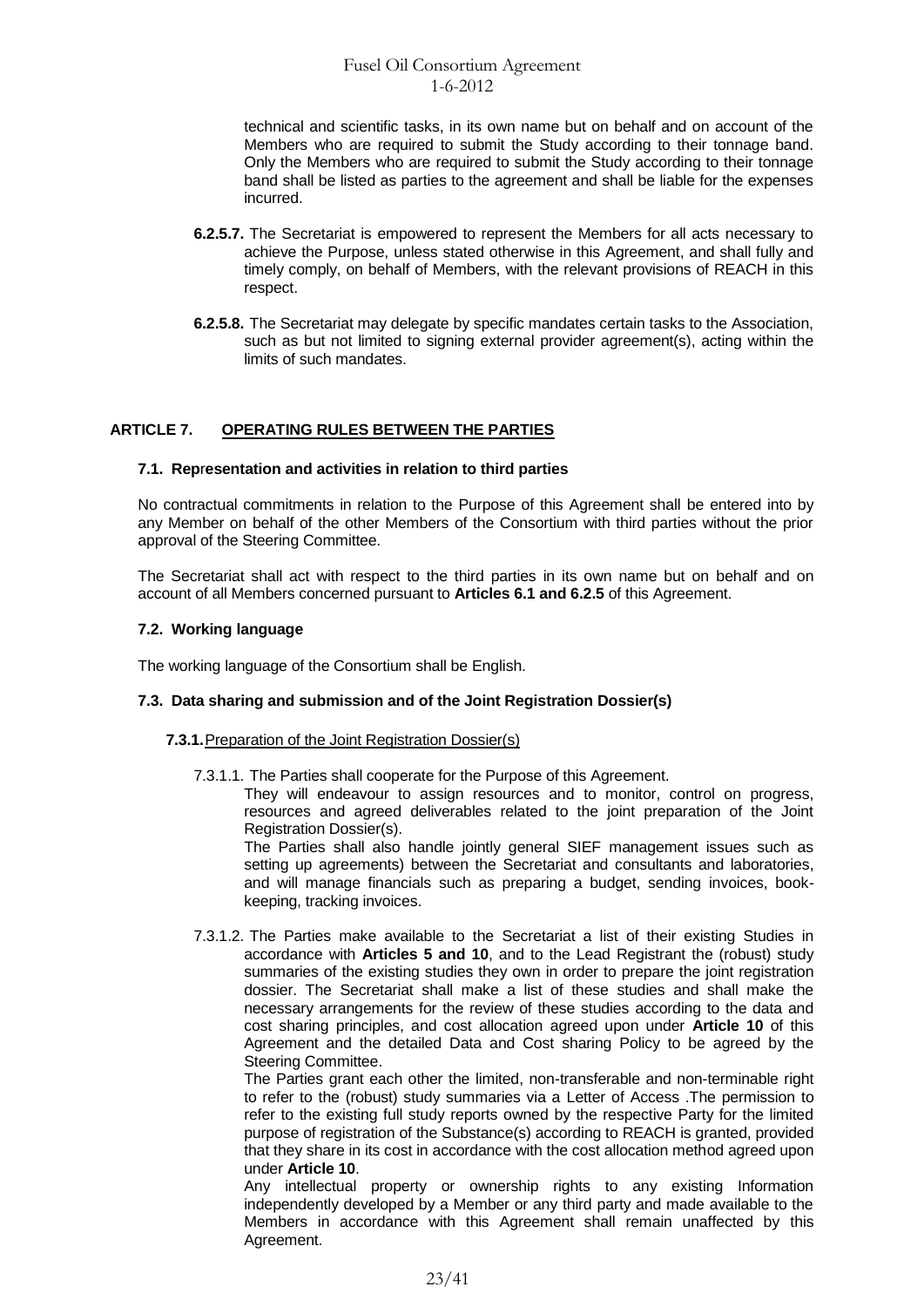technical and scientific tasks, in its own name but on behalf and on account of the Members who are required to submit the Study according to their tonnage band. Only the Members who are required to submit the Study according to their tonnage band shall be listed as parties to the agreement and shall be liable for the expenses incurred.

**6.2.5.7.** The Secretariat is empowered to represent the Members for all acts necessary to achieve the Purpose, unless stated otherwise in this Agreement, and shall fully and timely comply, on behalf of Members, with the relevant provisions of REACH in this respect.

**6.2.5.8.** The Secretariat may delegate by specific mandates certain tasks to the Association, such as but not limited to signing external provider agreement(s), acting within the limits of such mandates.

## ARTICLE 7. OPERATING RULES BETWEEN THE PARTIES

### 7.1. Representation and activities in relation to third parties

No contractual commitments in relation to the Purpose of this Agreement shall be entered into by any Member on behalf of the other Members of the Consortium with third parties without the prior approval of the Steering Committee.

The Secretariat shall act with respect to the third parties in its own name but on behalf and on account of all Members concerned pursuant to **Articles 6.1 and 6.2.5** of this Agreement.

### 7.2. Working language

The working language of the Consortium shall be English.

### 7.3. Data sharing and submission and of the Joint Registration Dossier(s)

**7.3.1.** Preparation of the Joint Registration Dossier(s)

7.3.1.1. The Parties shall cooperate for the Purpose of this Agreement.

They will endeavour to assign resources and to monitor, control on progress, resources and agreed deliverables related to the joint preparation of the Joint Registration Dossier(s).

The Parties shall also handle jointly general SIEF management issues such as setting up agreements) between the Secretariat and consultants and laboratories, and will manage financials such as preparing a budget, sending invoices, book-keeping, tracking invoices.

7.3.1.2. The Parties make available to the Secretariat a list of their existing Studies in accordance with **Articles 5 and 10**, and to the Lead Registrant the (robust) study summaries of the existing studies they own in order to prepare the joint registration dossier. The Secretariat shall make a list of these studies and shall make the necessary arrangements for the review of these studies according to the data and cost sharing principles, and cost allocation agreed upon under **Article 10** of this Agreement and the detailed Data and Cost sharing Policy to be agreed by the Steering Committee.

The Parties grant each other the limited, non-transferable and non-terminable right to refer to the (robust) study summaries via a Letter of Access .The permission to refer to the existing full study reports owned by the respective Party for the limited purpose of registration of the Substance(s) according to REACH is granted, provided that they share in its cost in accordance with the cost allocation method agreed upon under **Article 10**.

Any intellectual property or ownership rights to any existing Information independently developed by a Member or any third party and made available to the Members in accordance with this Agreement shall remain unaffected by this Agreement.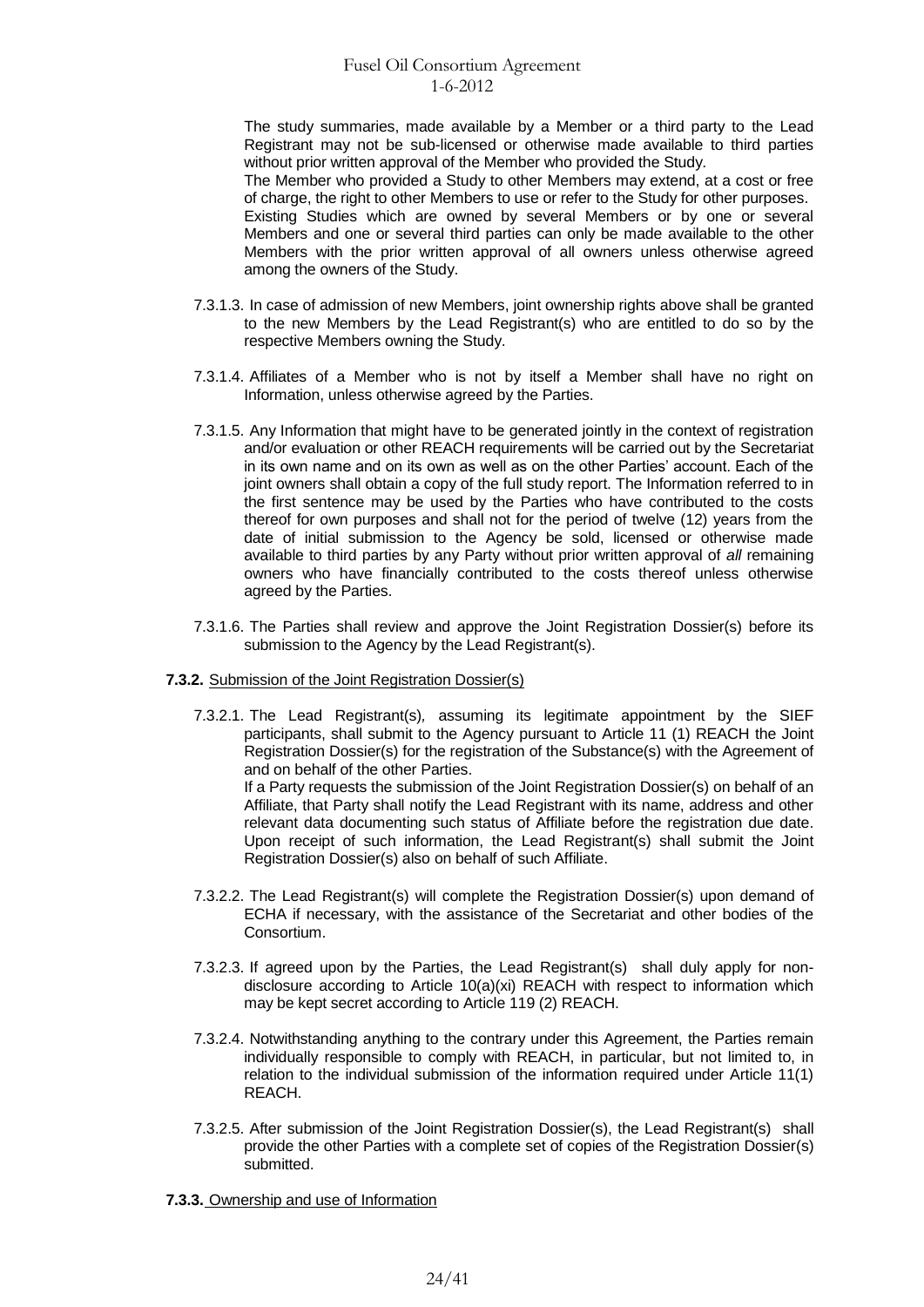The study summaries, made available by a Member or a third party to the Lead Registrant may not be sub-licensed or otherwise made available to third parties without prior written approval of the Member who provided the Study.

The Member who provided a Study to other Members may extend, at a cost or free of charge, the right to other Members to use or refer to the Study for other purposes.

Existing Studies which are owned by several Members or by one or several Members and one or several third parties can only be made available to the other Members with the prior written approval of all owners unless otherwise agreed among the owners of the Study.

7.3.1.3. In case of admission of new Members, joint ownership rights above shall be granted to the new Members by the Lead Registrant(s) who are entitled to do so by the respective Members owning the Study.

7.3.1.4. Affiliates of a Member who is not by itself a Member shall have no right on Information, unless otherwise agreed by the Parties.

7.3.1.5. Any Information that might have to be generated jointly in the context of registration and/or evaluation or other REACH requirements will be carried out by the Secretariat in its own name and on its own as well as on the other Parties' account. Each of the joint owners shall obtain a copy of the full study report. The Information referred to in the first sentence may be used by the Parties who have contributed to the costs thereof for own purposes and shall not for the period of twelve (12) years from the date of initial submission to the Agency be sold, licensed or otherwise made available to third parties by any Party without prior written approval of *all* remaining owners who have financially contributed to the costs thereof unless otherwise agreed by the Parties.

7.3.1.6. The Parties shall review and approve the Joint Registration Dossier(s) before its submission to the Agency by the Lead Registrant(s).

**7.3.2.** Submission of the Joint Registration Dossier(s)

7.3.2.1. The Lead Registrant(s), assuming its legitimate appointment by the SIEF participants, shall submit to the Agency pursuant to Article 11 (1) REACH the Joint Registration Dossier(s) for the registration of the Substance(s) with the Agreement of and on behalf of the other Parties.

If a Party requests the submission of the Joint Registration Dossier(s) on behalf of an Affiliate, that Party shall notify the Lead Registrant with its name, address and other relevant data documenting such status of Affiliate before the registration due date. Upon receipt of such information, the Lead Registrant(s) shall submit the Joint Registration Dossier(s) also on behalf of such Affiliate.

7.3.2.2. The Lead Registrant(s) will complete the Registration Dossier(s) upon demand of ECHA if necessary, with the assistance of the Secretariat and other bodies of the Consortium.

7.3.2.3. If agreed upon by the Parties, the Lead Registrant(s) shall duly apply for non-disclosure according to Article 10(a)(xi) REACH with respect to information which may be kept secret according to Article 119 (2) REACH.

7.3.2.4. Notwithstanding anything to the contrary under this Agreement, the Parties remain individually responsible to comply with REACH, in particular, but not limited to, in relation to the individual submission of the information required under Article 11(1) REACH.

7.3.2.5. After submission of the Joint Registration Dossier(s), the Lead Registrant(s) shall provide the other Parties with a complete set of copies of the Registration Dossier(s) submitted.

**7.3.3.** Ownership and use of Information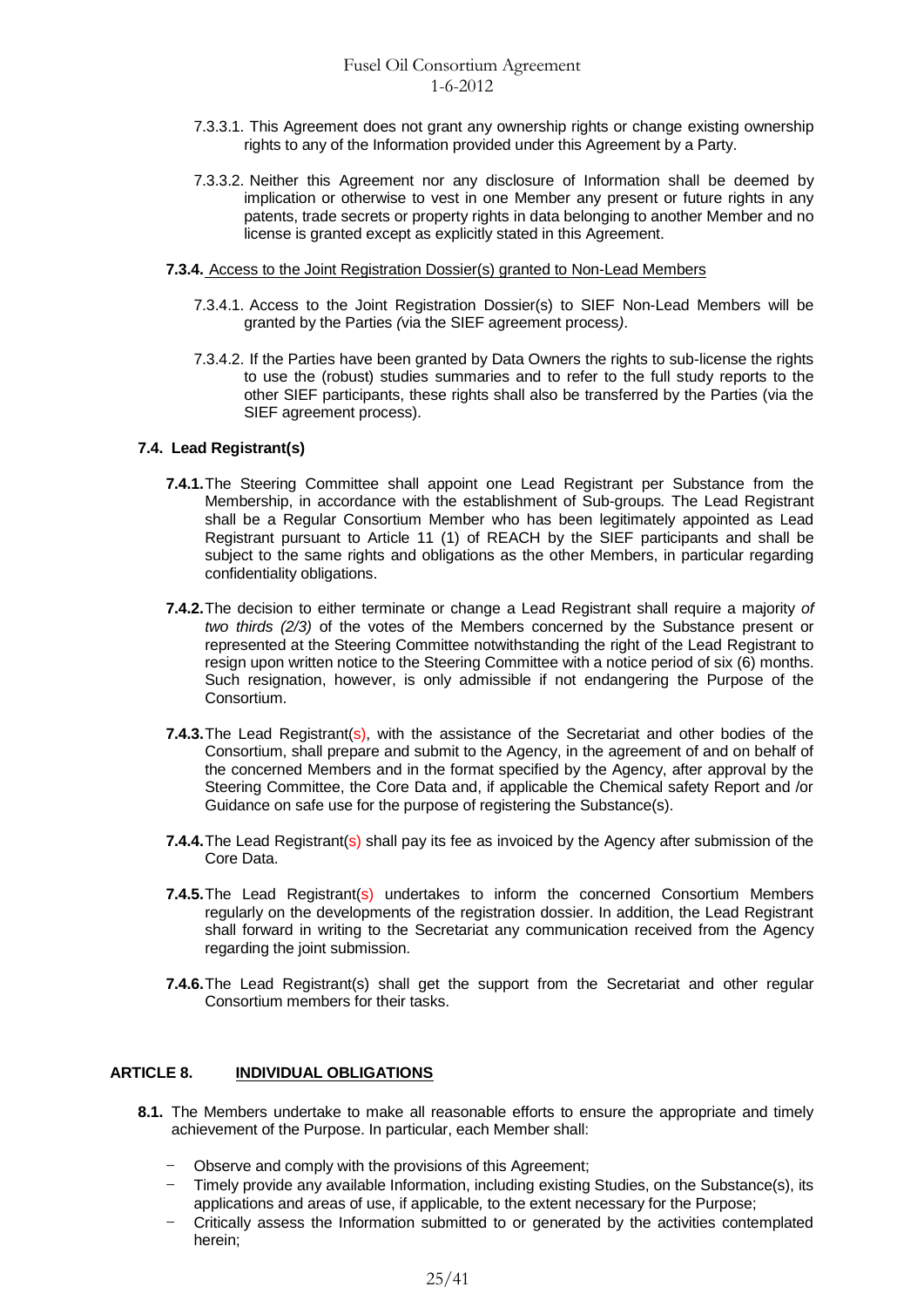7.3.3.1. This Agreement does not grant any ownership rights or change existing ownership rights to any of the Information provided under this Agreement by a Party.

7.3.3.2. Neither this Agreement nor any disclosure of Information shall be deemed by implication or otherwise to vest in one Member any present or future rights in any patents, trade secrets or property rights in data belonging to another Member and no license is granted except as explicitly stated in this Agreement.

**7.3.4.** Access to the Joint Registration Dossier(s) granted to Non-Lead Members

7.3.4.1. Access to the Joint Registration Dossier(s) to SIEF Non-Lead Members will be granted by the Parties *(*via the SIEF agreement process*)*.

7.3.4.2. If the Parties have been granted by Data Owners the rights to sub-license the rights to use the (robust) studies summaries and to refer to the full study reports to the other SIEF participants, these rights shall also be transferred by the Parties (via the SIEF agreement process).

### 7.4. Lead Registrant(s)

**7.4.1.** The Steering Committee shall appoint one Lead Registrant per Substance from the Membership, in accordance with the establishment of Sub-groups*.* The Lead Registrant shall be a Regular Consortium Member who has been legitimately appointed as Lead Registrant pursuant to Article 11 (1) of REACH by the SIEF participants and shall be subject to the same rights and obligations as the other Members, in particular regarding confidentiality obligations.

**7.4.2.** The decision to either terminate or change a Lead Registrant shall require a majority *of two thirds (2/3)* of the votes of the Members concerned by the Substance present or represented at the Steering Committee notwithstanding the right of the Lead Registrant to resign upon written notice to the Steering Committee with a notice period of six (6) months. Such resignation, however, is only admissible if not endangering the Purpose of the Consortium.

**7.4.3.** The Lead Registrant(s), with the assistance of the Secretariat and other bodies of the Consortium, shall prepare and submit to the Agency, in the agreement of and on behalf of the concerned Members and in the format specified by the Agency, after approval by the Steering Committee, the Core Data and, if applicable the Chemical safety Report and /or Guidance on safe use for the purpose of registering the Substance(s).

**7.4.4.** The Lead Registrant(s) shall pay its fee as invoiced by the Agency after submission of the Core Data.

**7.4.5.** The Lead Registrant(s) undertakes to inform the concerned Consortium Members regularly on the developments of the registration dossier. In addition, the Lead Registrant shall forward in writing to the Secretariat any communication received from the Agency regarding the joint submission.

**7.4.6.** The Lead Registrant(s) shall get the support from the Secretariat and other regular Consortium members for their tasks.

## ARTICLE 8. INDIVIDUAL OBLIGATIONS

**8.1.** The Members undertake to make all reasonable efforts to ensure the appropriate and timely achievement of the Purpose. In particular, each Member shall:

- Observe and comply with the provisions of this Agreement;
- Timely provide any available Information, including existing Studies, on the Substance(s), its applications and areas of use, if applicable*,* to the extent necessary for the Purpose;
- Critically assess the Information submitted to or generated by the activities contemplated herein;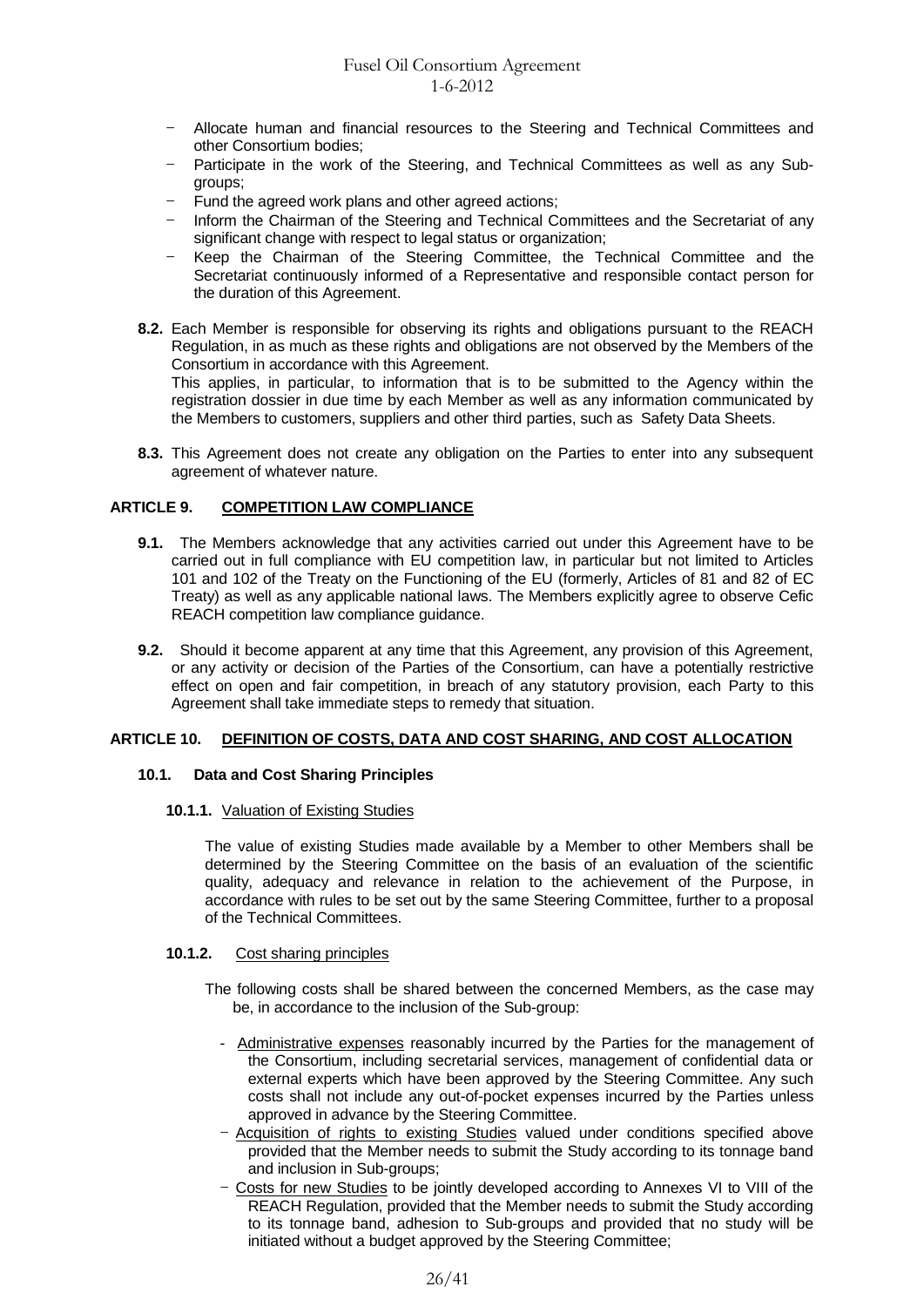- Allocate human and financial resources to the Steering and Technical Committees and other Consortium bodies;
- Participate in the work of the Steering, and Technical Committees as well as any Sub-groups;
- Fund the agreed work plans and other agreed actions;
- Inform the Chairman of the Steering and Technical Committees and the Secretariat of any significant change with respect to legal status or organization;
- Keep the Chairman of the Steering Committee, the Technical Committee and the Secretariat continuously informed of a Representative and responsible contact person for the duration of this Agreement.

**8.2.** Each Member is responsible for observing its rights and obligations pursuant to the REACH Regulation, in as much as these rights and obligations are not observed by the Members of the Consortium in accordance with this Agreement.
This applies, in particular, to information that is to be submitted to the Agency within the registration dossier in due time by each Member as well as any information communicated by the Members to customers, suppliers and other third parties, such as Safety Data Sheets.

**8.3.** This Agreement does not create any obligation on the Parties to enter into any subsequent agreement of whatever nature.

## ARTICLE 9. <u>COMPETITION LAW COMPLIANCE</u>

**9.1.** The Members acknowledge that any activities carried out under this Agreement have to be carried out in full compliance with EU competition law, in particular but not limited to Articles 101 and 102 of the Treaty on the Functioning of the EU (formerly, Articles of 81 and 82 of EC Treaty) as well as any applicable national laws. The Members explicitly agree to observe Cefic REACH competition law compliance guidance.

**9.2.** Should it become apparent at any time that this Agreement, any provision of this Agreement, or any activity or decision of the Parties of the Consortium, can have a potentially restrictive effect on open and fair competition, in breach of any statutory provision, each Party to this Agreement shall take immediate steps to remedy that situation.

## ARTICLE 10. <u>DEFINITION OF COSTS, DATA AND COST SHARING, AND COST ALLOCATION</u>

### 10.1. Data and Cost Sharing Principles

**10.1.1.** <u>Valuation of Existing Studies</u>

The value of existing Studies made available by a Member to other Members shall be determined by the Steering Committee on the basis of an evaluation of the scientific quality, adequacy and relevance in relation to the achievement of the Purpose, in accordance with rules to be set out by the same Steering Committee, further to a proposal of the Technical Committees.

**10.1.2.** <u>Cost sharing principles</u>

The following costs shall be shared between the concerned Members, as the case may be, in accordance to the inclusion of the Sub-group:

- <u>Administrative expenses</u> reasonably incurred by the Parties for the management of the Consortium, including secretarial services, management of confidential data or external experts which have been approved by the Steering Committee. Any such costs shall not include any out-of-pocket expenses incurred by the Parties unless approved in advance by the Steering Committee.
- <u>Acquisition of rights to existing Studies</u> valued under conditions specified above provided that the Member needs to submit the Study according to its tonnage band and inclusion in Sub-groups;
- <u>Costs for new Studies</u> to be jointly developed according to Annexes VI to VIII of the REACH Regulation, provided that the Member needs to submit the Study according to its tonnage band, adhesion to Sub-groups and provided that no study will be initiated without a budget approved by the Steering Committee;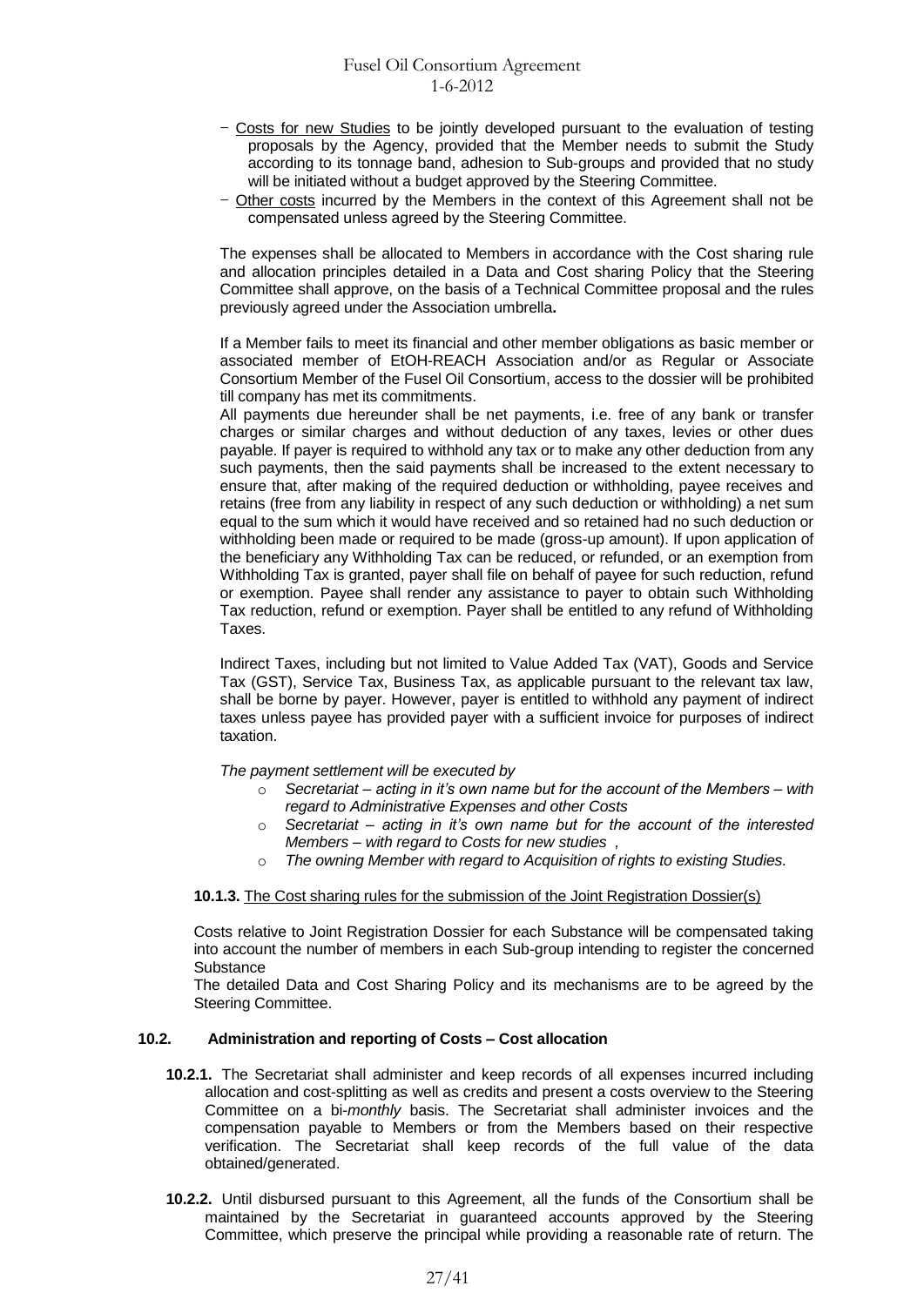- <u>Costs for new Studies</u> to be jointly developed pursuant to the evaluation of testing proposals by the Agency, provided that the Member needs to submit the Study according to its tonnage band, adhesion to Sub-groups and provided that no study will be initiated without a budget approved by the Steering Committee.
- <u>Other costs</u> incurred by the Members in the context of this Agreement shall not be compensated unless agreed by the Steering Committee.

The expenses shall be allocated to Members in accordance with the Cost sharing rule and allocation principles detailed in a Data and Cost sharing Policy that the Steering Committee shall approve, on the basis of a Technical Committee proposal and the rules previously agreed under the Association umbrella**.**

If a Member fails to meet its financial and other member obligations as basic member or associated member of EtOH-REACH Association and/or as Regular or Associate Consortium Member of the Fusel Oil Consortium, access to the dossier will be prohibited till company has met its commitments.

All payments due hereunder shall be net payments, i.e. free of any bank or transfer charges or similar charges and without deduction of any taxes, levies or other dues payable. If payer is required to withhold any tax or to make any other deduction from any such payments, then the said payments shall be increased to the extent necessary to ensure that, after making of the required deduction or withholding, payee receives and retains (free from any liability in respect of any such deduction or withholding) a net sum equal to the sum which it would have received and so retained had no such deduction or withholding been made or required to be made (gross-up amount). If upon application of the beneficiary any Withholding Tax can be reduced, or refunded, or an exemption from Withholding Tax is granted, payer shall file on behalf of payee for such reduction, refund or exemption. Payee shall render any assistance to payer to obtain such Withholding Tax reduction, refund or exemption. Payer shall be entitled to any refund of Withholding Taxes.

Indirect Taxes, including but not limited to Value Added Tax (VAT), Goods and Service Tax (GST), Service Tax, Business Tax, as applicable pursuant to the relevant tax law, shall be borne by payer. However, payer is entitled to withhold any payment of indirect taxes unless payee has provided payer with a sufficient invoice for purposes of indirect taxation.

*The payment settlement will be executed by*

- *Secretariat – acting in it's own name but for the account of the Members – with regard to Administrative Expenses and other Costs*
- *Secretariat – acting in it's own name but for the account of the interested Members – with regard to Costs for new studies ,*
- *The owning Member with regard to Acquisition of rights to existing Studies.*

**10.1.3.** <u>The Cost sharing rules for the submission of the Joint Registration Dossier(s)</u>

Costs relative to Joint Registration Dossier for each Substance will be compensated taking into account the number of members in each Sub-group intending to register the concerned Substance

The detailed Data and Cost Sharing Policy and its mechanisms are to be agreed by the Steering Committee.

### 10.2. Administration and reporting of Costs – Cost allocation

**10.2.1.** The Secretariat shall administer and keep records of all expenses incurred including allocation and cost-splitting as well as credits and present a costs overview to the Steering Committee on a bi-*monthly* basis. The Secretariat shall administer invoices and the compensation payable to Members or from the Members based on their respective verification. The Secretariat shall keep records of the full value of the data obtained/generated.

**10.2.2.** Until disbursed pursuant to this Agreement, all the funds of the Consortium shall be maintained by the Secretariat in guaranteed accounts approved by the Steering Committee, which preserve the principal while providing a reasonable rate of return. The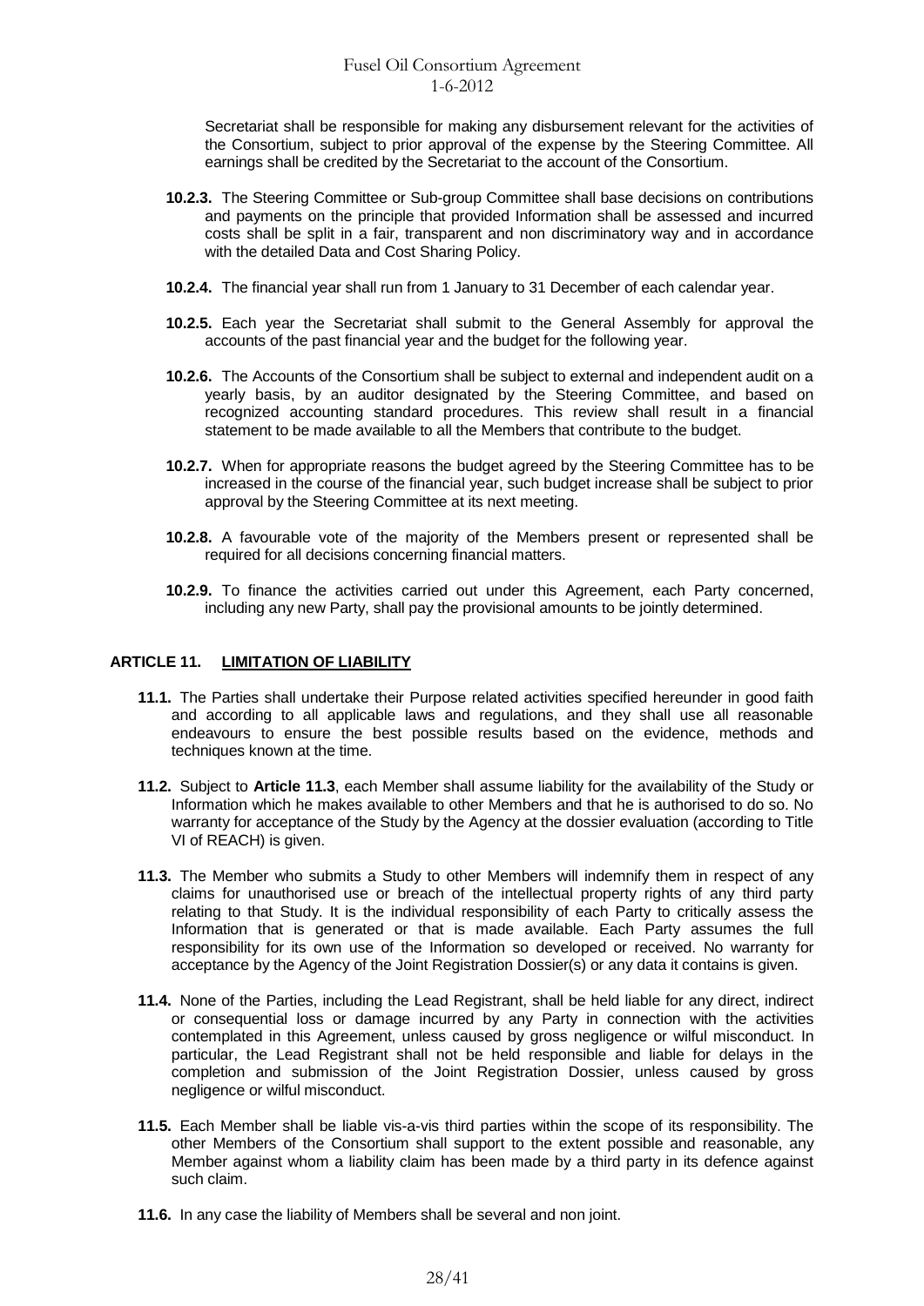Secretariat shall be responsible for making any disbursement relevant for the activities of the Consortium, subject to prior approval of the expense by the Steering Committee. All earnings shall be credited by the Secretariat to the account of the Consortium.

**10.2.3.** The Steering Committee or Sub-group Committee shall base decisions on contributions and payments on the principle that provided Information shall be assessed and incurred costs shall be split in a fair, transparent and non discriminatory way and in accordance with the detailed Data and Cost Sharing Policy.

**10.2.4.** The financial year shall run from 1 January to 31 December of each calendar year.

**10.2.5.** Each year the Secretariat shall submit to the General Assembly for approval the accounts of the past financial year and the budget for the following year.

**10.2.6.** The Accounts of the Consortium shall be subject to external and independent audit on a yearly basis, by an auditor designated by the Steering Committee, and based on recognized accounting standard procedures. This review shall result in a financial statement to be made available to all the Members that contribute to the budget.

**10.2.7.** When for appropriate reasons the budget agreed by the Steering Committee has to be increased in the course of the financial year, such budget increase shall be subject to prior approval by the Steering Committee at its next meeting.

**10.2.8.** A favourable vote of the majority of the Members present or represented shall be required for all decisions concerning financial matters.

**10.2.9.** To finance the activities carried out under this Agreement, each Party concerned, including any new Party, shall pay the provisional amounts to be jointly determined.

## ARTICLE 11. LIMITATION OF LIABILITY

**11.1.** The Parties shall undertake their Purpose related activities specified hereunder in good faith and according to all applicable laws and regulations, and they shall use all reasonable endeavours to ensure the best possible results based on the evidence, methods and techniques known at the time.

**11.2.** Subject to **Article 11.3**, each Member shall assume liability for the availability of the Study or Information which he makes available to other Members and that he is authorised to do so. No warranty for acceptance of the Study by the Agency at the dossier evaluation (according to Title VI of REACH) is given.

**11.3.** The Member who submits a Study to other Members will indemnify them in respect of any claims for unauthorised use or breach of the intellectual property rights of any third party relating to that Study. It is the individual responsibility of each Party to critically assess the Information that is generated or that is made available. Each Party assumes the full responsibility for its own use of the Information so developed or received. No warranty for acceptance by the Agency of the Joint Registration Dossier(s) or any data it contains is given.

**11.4.** None of the Parties, including the Lead Registrant, shall be held liable for any direct, indirect or consequential loss or damage incurred by any Party in connection with the activities contemplated in this Agreement, unless caused by gross negligence or wilful misconduct. In particular, the Lead Registrant shall not be held responsible and liable for delays in the completion and submission of the Joint Registration Dossier, unless caused by gross negligence or wilful misconduct.

**11.5.** Each Member shall be liable vis-a-vis third parties within the scope of its responsibility. The other Members of the Consortium shall support to the extent possible and reasonable, any Member against whom a liability claim has been made by a third party in its defence against such claim.

**11.6.** In any case the liability of Members shall be several and non joint.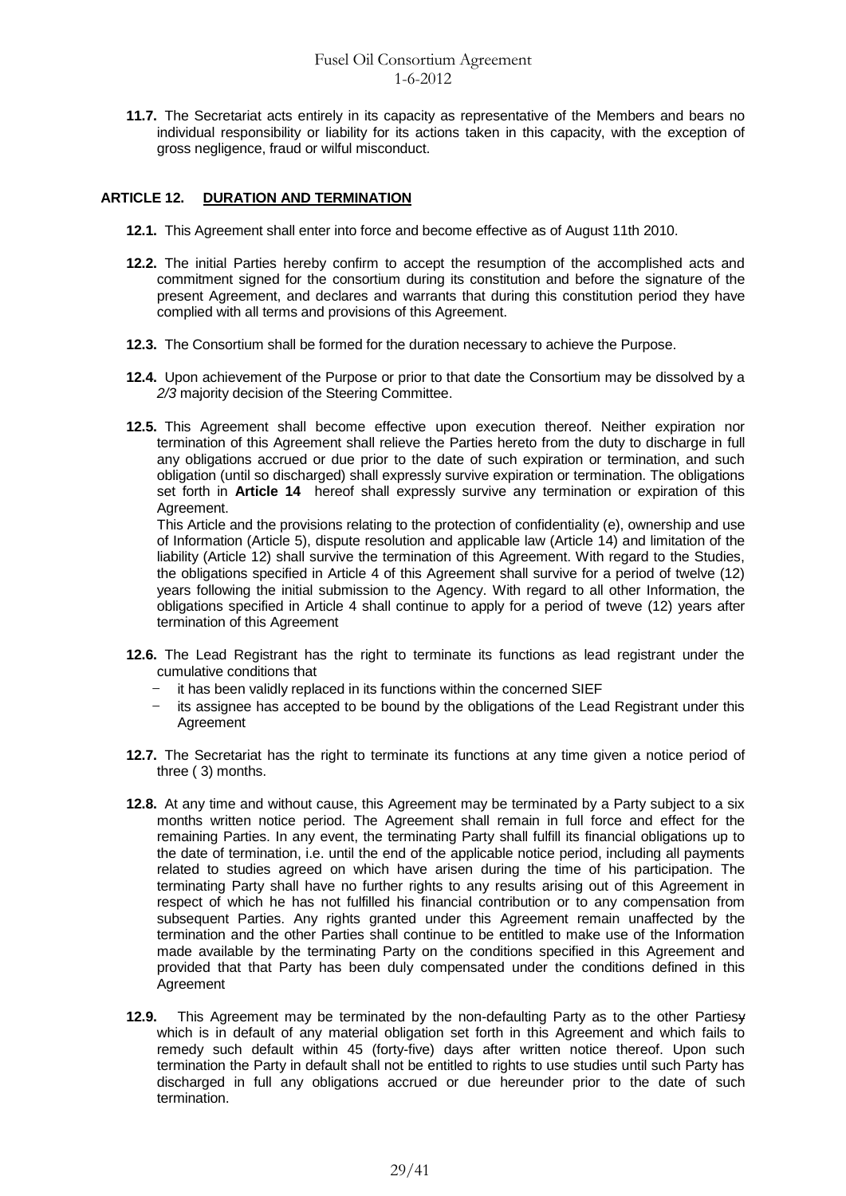**11.7.** The Secretariat acts entirely in its capacity as representative of the Members and bears no individual responsibility or liability for its actions taken in this capacity, with the exception of gross negligence, fraud or wilful misconduct.

## ARTICLE 12. DURATION AND TERMINATION

**12.1.** This Agreement shall enter into force and become effective as of August 11th 2010.

**12.2.** The initial Parties hereby confirm to accept the resumption of the accomplished acts and commitment signed for the consortium during its constitution and before the signature of the present Agreement, and declares and warrants that during this constitution period they have complied with all terms and provisions of this Agreement.

**12.3.** The Consortium shall be formed for the duration necessary to achieve the Purpose.

**12.4.** Upon achievement of the Purpose or prior to that date the Consortium may be dissolved by a *2/3* majority decision of the Steering Committee.

**12.5.** This Agreement shall become effective upon execution thereof. Neither expiration nor termination of this Agreement shall relieve the Parties hereto from the duty to discharge in full any obligations accrued or due prior to the date of such expiration or termination, and such obligation (until so discharged) shall expressly survive expiration or termination. The obligations set forth in **Article 14** hereof shall expressly survive any termination or expiration of this Agreement.

This Article and the provisions relating to the protection of confidentiality (e), ownership and use of Information (Article 5), dispute resolution and applicable law (Article 14) and limitation of the liability (Article 12) shall survive the termination of this Agreement. With regard to the Studies, the obligations specified in Article 4 of this Agreement shall survive for a period of twelve (12) years following the initial submission to the Agency. With regard to all other Information, the obligations specified in Article 4 shall continue to apply for a period of tweve (12) years after termination of this Agreement

**12.6.** The Lead Registrant has the right to terminate its functions as lead registrant under the cumulative conditions that

- it has been validly replaced in its functions within the concerned SIEF
- its assignee has accepted to be bound by the obligations of the Lead Registrant under this Agreement

**12.7.** The Secretariat has the right to terminate its functions at any time given a notice period of three ( 3) months.

**12.8.** At any time and without cause, this Agreement may be terminated by a Party subject to a six months written notice period. The Agreement shall remain in full force and effect for the remaining Parties. In any event, the terminating Party shall fulfill its financial obligations up to the date of termination, i.e. until the end of the applicable notice period, including all payments related to studies agreed on which have arisen during the time of his participation. The terminating Party shall have no further rights to any results arising out of this Agreement in respect of which he has not fulfilled his financial contribution or to any compensation from subsequent Parties. Any rights granted under this Agreement remain unaffected by the termination and the other Parties shall continue to be entitled to make use of the Information made available by the terminating Party on the conditions specified in this Agreement and provided that that Party has been duly compensated under the conditions defined in this Agreement

**12.9.** This Agreement may be terminated by the non-defaulting Party as to the other Partiesy which is in default of any material obligation set forth in this Agreement and which fails to remedy such default within 45 (forty-five) days after written notice thereof. Upon such termination the Party in default shall not be entitled to rights to use studies until such Party has discharged in full any obligations accrued or due hereunder prior to the date of such termination.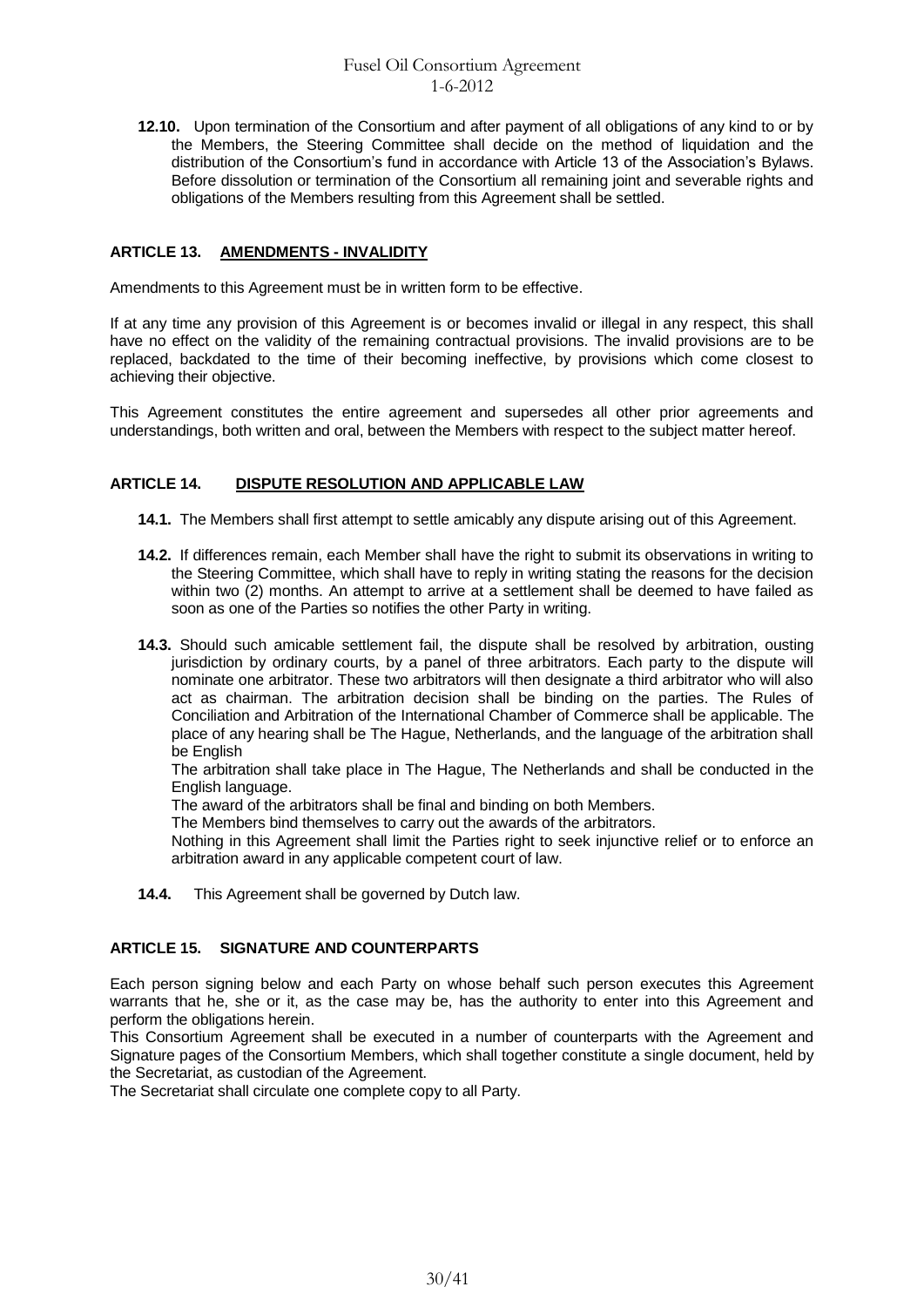**12.10.** Upon termination of the Consortium and after payment of all obligations of any kind to or by the Members, the Steering Committee shall decide on the method of liquidation and the distribution of the Consortium's fund in accordance with Article 13 of the Association's Bylaws. Before dissolution or termination of the Consortium all remaining joint and severable rights and obligations of the Members resulting from this Agreement shall be settled.

## ARTICLE 13. AMENDMENTS - INVALIDITY

Amendments to this Agreement must be in written form to be effective.

If at any time any provision of this Agreement is or becomes invalid or illegal in any respect, this shall have no effect on the validity of the remaining contractual provisions. The invalid provisions are to be replaced, backdated to the time of their becoming ineffective, by provisions which come closest to achieving their objective.

This Agreement constitutes the entire agreement and supersedes all other prior agreements and understandings, both written and oral, between the Members with respect to the subject matter hereof.

## ARTICLE 14. DISPUTE RESOLUTION AND APPLICABLE LAW

**14.1.** The Members shall first attempt to settle amicably any dispute arising out of this Agreement.

**14.2.** If differences remain, each Member shall have the right to submit its observations in writing to the Steering Committee, which shall have to reply in writing stating the reasons for the decision within two (2) months. An attempt to arrive at a settlement shall be deemed to have failed as soon as one of the Parties so notifies the other Party in writing.

**14.3.** Should such amicable settlement fail, the dispute shall be resolved by arbitration, ousting jurisdiction by ordinary courts, by a panel of three arbitrators. Each party to the dispute will nominate one arbitrator. These two arbitrators will then designate a third arbitrator who will also act as chairman. The arbitration decision shall be binding on the parties. The Rules of Conciliation and Arbitration of the International Chamber of Commerce shall be applicable. The place of any hearing shall be The Hague, Netherlands, and the language of the arbitration shall be English

The arbitration shall take place in The Hague, The Netherlands and shall be conducted in the English language.

The award of the arbitrators shall be final and binding on both Members.

The Members bind themselves to carry out the awards of the arbitrators.

Nothing in this Agreement shall limit the Parties right to seek injunctive relief or to enforce an arbitration award in any applicable competent court of law.

**14.4.** This Agreement shall be governed by Dutch law.

## ARTICLE 15. SIGNATURE AND COUNTERPARTS

Each person signing below and each Party on whose behalf such person executes this Agreement warrants that he, she or it, as the case may be, has the authority to enter into this Agreement and perform the obligations herein.

This Consortium Agreement shall be executed in a number of counterparts with the Agreement and Signature pages of the Consortium Members, which shall together constitute a single document, held by the Secretariat, as custodian of the Agreement.

The Secretariat shall circulate one complete copy to all Party.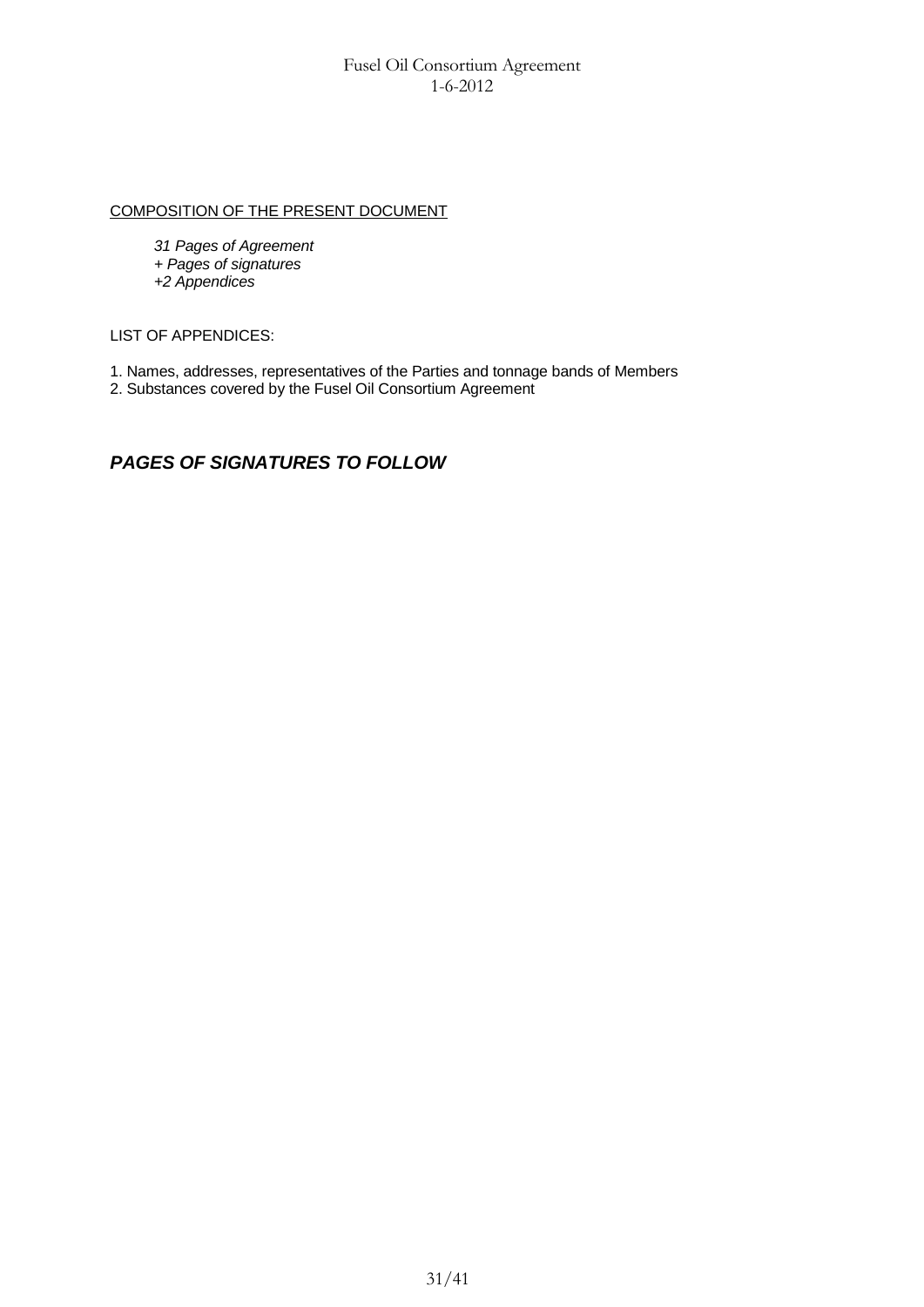COMPOSITION OF THE PRESENT DOCUMENT

*31 Pages of Agreement*
*+ Pages of signatures*
*+2 Appendices*

LIST OF APPENDICES:

1. Names, addresses, representatives of the Parties and tonnage bands of Members
2. Substances covered by the Fusel Oil Consortium Agreement

***PAGES OF SIGNATURES TO FOLLOW***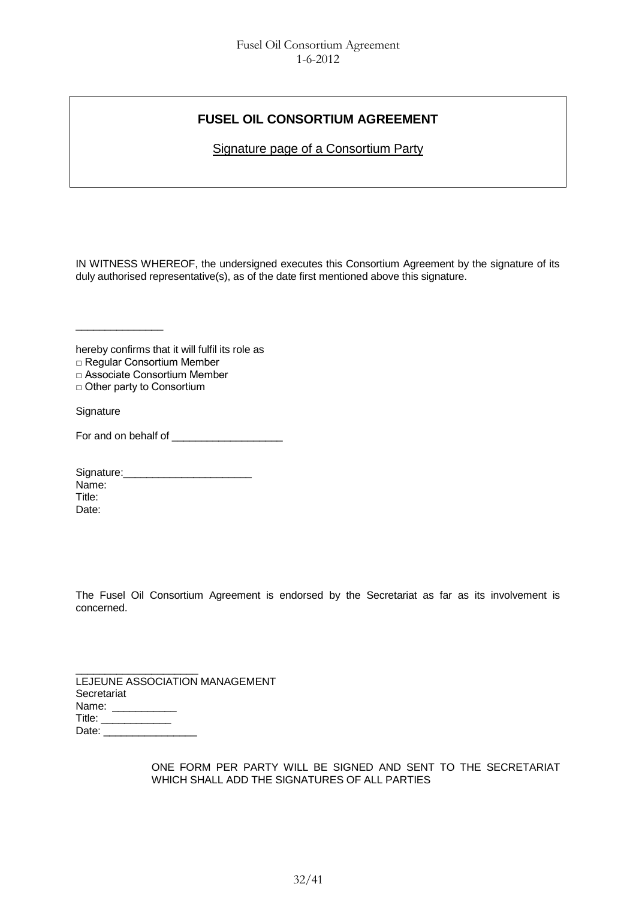**FUSEL OIL CONSORTIUM AGREEMENT**

Signature page of a Consortium Party

IN WITNESS WHEREOF, the undersigned executes this Consortium Agreement by the signature of its duly authorised representative(s), as of the date first mentioned above this signature.

_______________

hereby confirms that it will fulfil its role as

□ Regular Consortium Member
□ Associate Consortium Member
□ Other party to Consortium

Signature

For and on behalf of ___________________

Signature:______________________
Name:
Title:
Date:

The Fusel Oil Consortium Agreement is endorsed by the Secretariat as far as its involvement is concerned.

_____________________
LEJEUNE ASSOCIATION MANAGEMENT
Secretariat
Name: ___________
Title: ____________
Date: ________________

ONE FORM PER PARTY WILL BE SIGNED AND SENT TO THE SECRETARIAT WHICH SHALL ADD THE SIGNATURES OF ALL PARTIES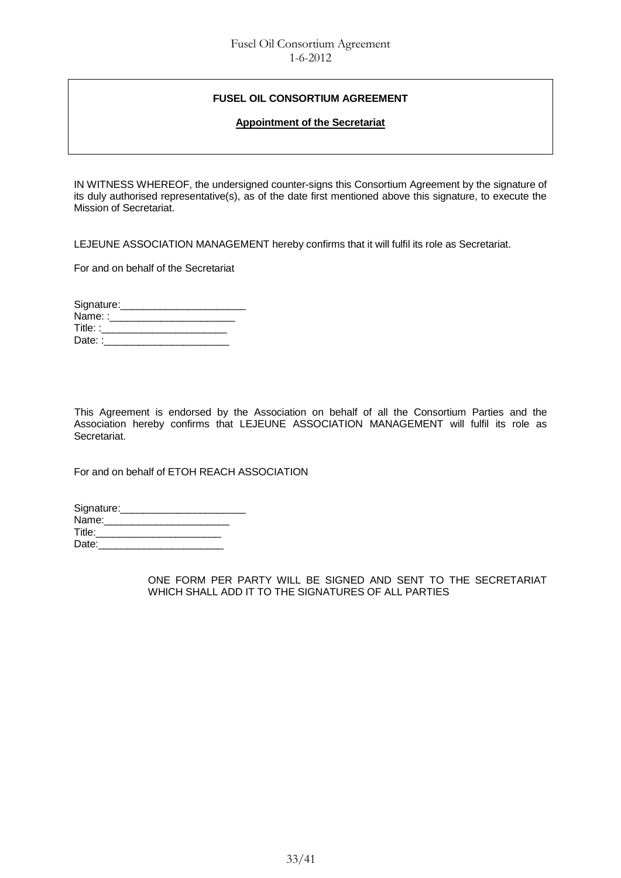**FUSEL OIL CONSORTIUM AGREEMENT**

**Appointment of the Secretariat**

IN WITNESS WHEREOF, the undersigned counter-signs this Consortium Agreement by the signature of its duly authorised representative(s), as of the date first mentioned above this signature, to execute the Mission of Secretariat.

LEJEUNE ASSOCIATION MANAGEMENT hereby confirms that it will fulfil its role as Secretariat.

For and on behalf of the Secretariat

Signature:______________________
Name: :______________________
Title: :______________________
Date: :______________________

This Agreement is endorsed by the Association on behalf of all the Consortium Parties and the Association hereby confirms that LEJEUNE ASSOCIATION MANAGEMENT will fulfil its role as Secretariat.

For and on behalf of ETOH REACH ASSOCIATION

Signature:______________________
Name:______________________
Title:______________________
Date:______________________

ONE FORM PER PARTY WILL BE SIGNED AND SENT TO THE SECRETARIAT WHICH SHALL ADD IT TO THE SIGNATURES OF ALL PARTIES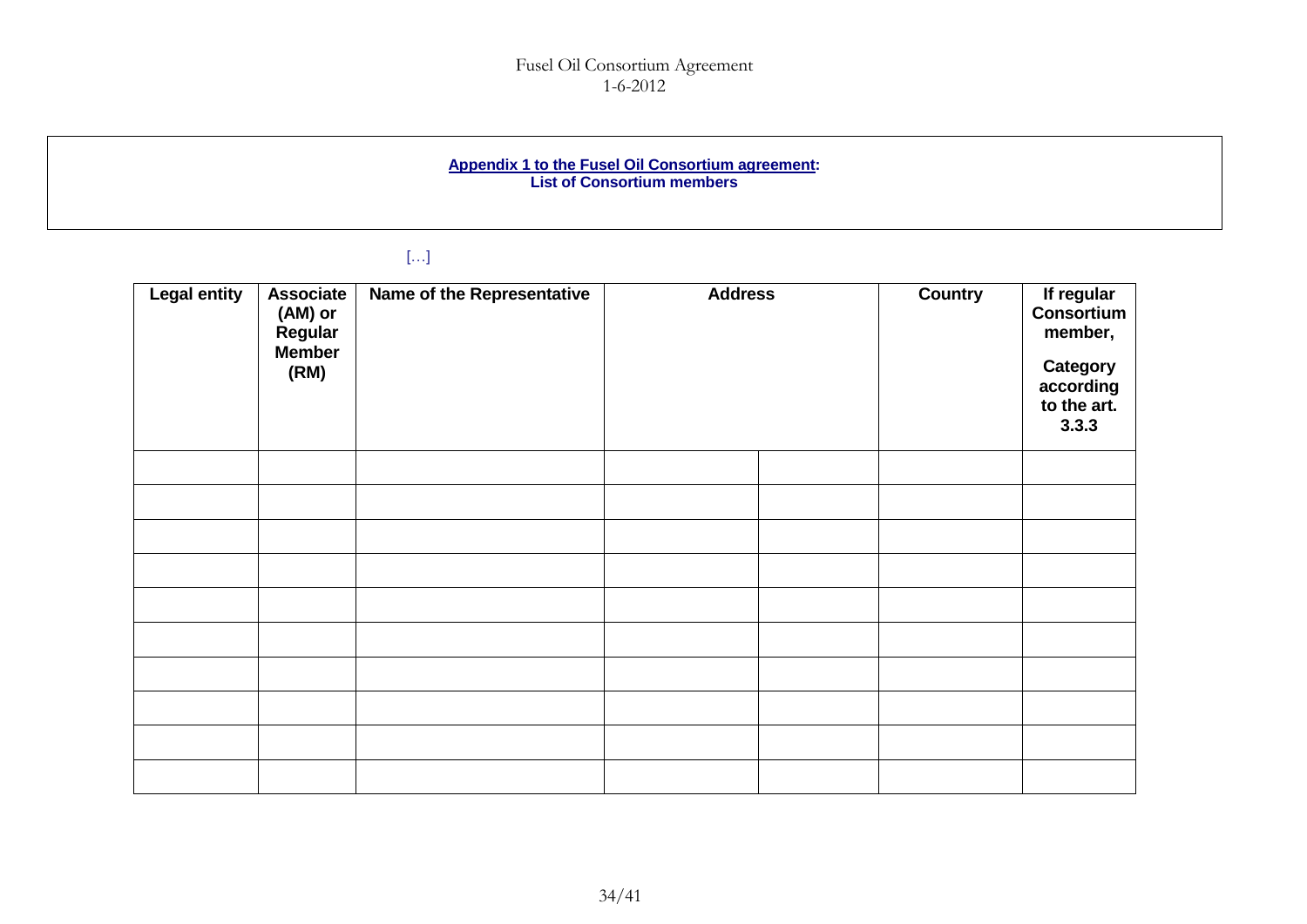**Appendix 1 to the Fusel Oil Consortium agreement:**
**List of Consortium members**

[…]

| Legal entity | Associate (AM) or Regular Member (RM) | Name of the Representative | Address | | Country | If regular Consortium member, Category according to the art. 3.3.3 |
|---|---|---|---|---|---|---|
| | | | | | | |
| | | | | | | |
| | | | | | | |
| | | | | | | |
| | | | | | | |
| | | | | | | |
| | | | | | | |
| | | | | | | |
| | | | | | | |
| | | | | | | |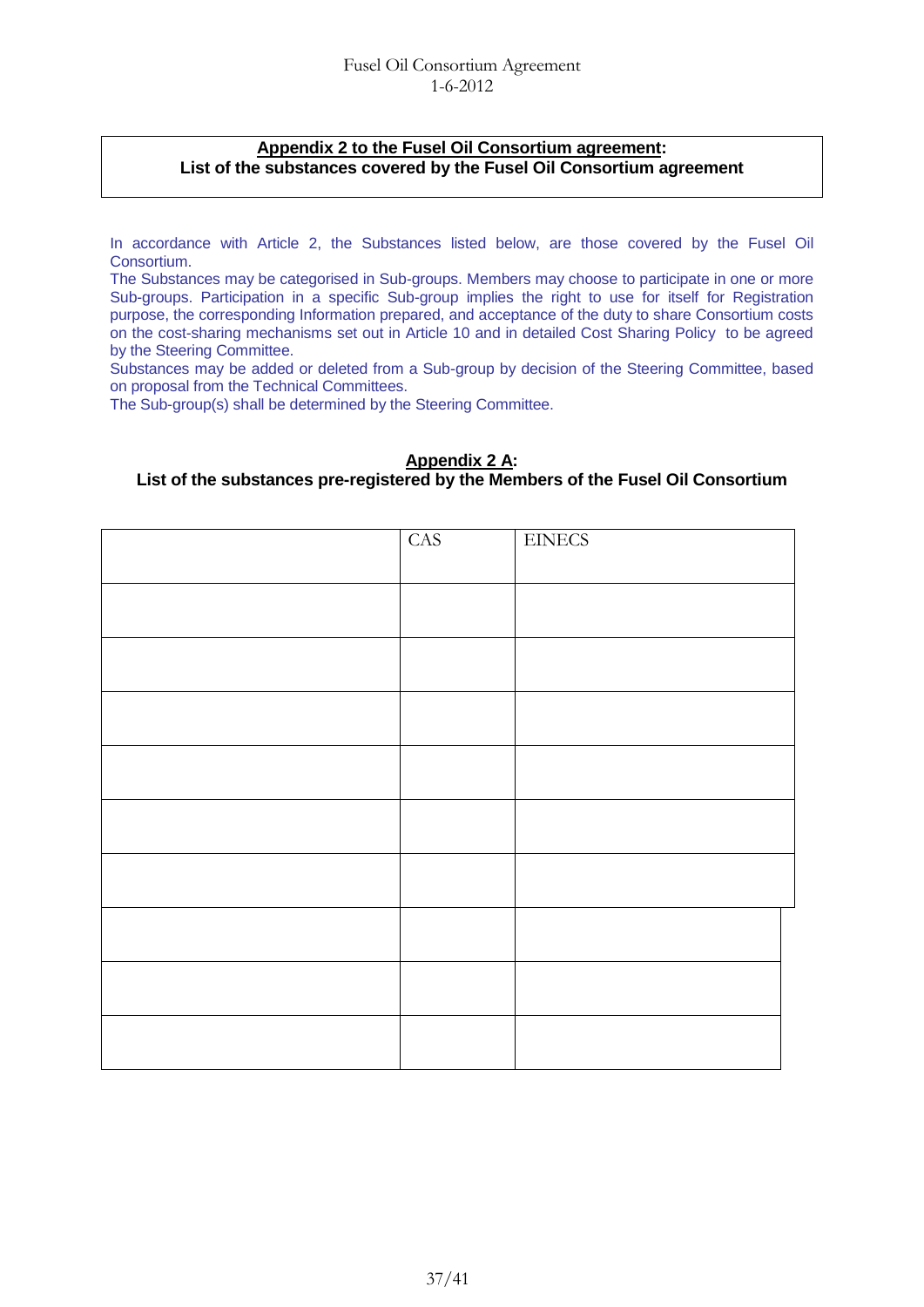**Appendix 2 to the Fusel Oil Consortium agreement:**
**List of the substances covered by the Fusel Oil Consortium agreement**

In accordance with Article 2, the Substances listed below, are those covered by the Fusel Oil Consortium.
The Substances may be categorised in Sub-groups. Members may choose to participate in one or more Sub-groups. Participation in a specific Sub-group implies the right to use for itself for Registration purpose, the corresponding Information prepared, and acceptance of the duty to share Consortium costs on the cost-sharing mechanisms set out in Article 10 and in detailed Cost Sharing Policy to be agreed by the Steering Committee.
Substances may be added or deleted from a Sub-group by decision of the Steering Committee, based on proposal from the Technical Committees.
The Sub-group(s) shall be determined by the Steering Committee.

**Appendix 2 A:**
**List of the substances pre-registered by the Members of the Fusel Oil Consortium**

| | CAS | EINECS |
|---|---|---|
| | | |
| | | |
| | | |
| | | |
| | | |
| | | |
| | | |
| | | |
| | | |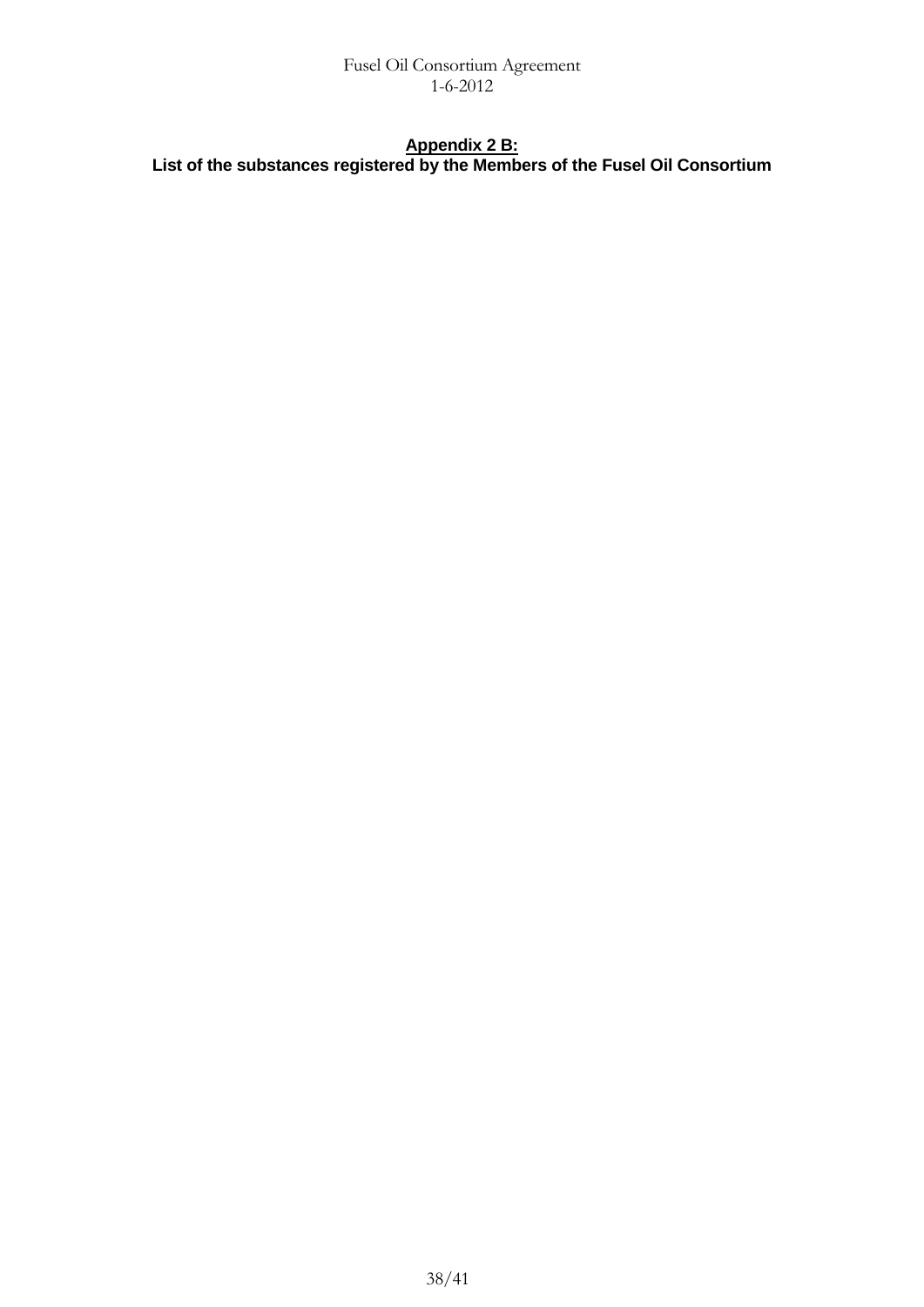## Appendix 2 B:

**List of the substances registered by the Members of the Fusel Oil Consortium**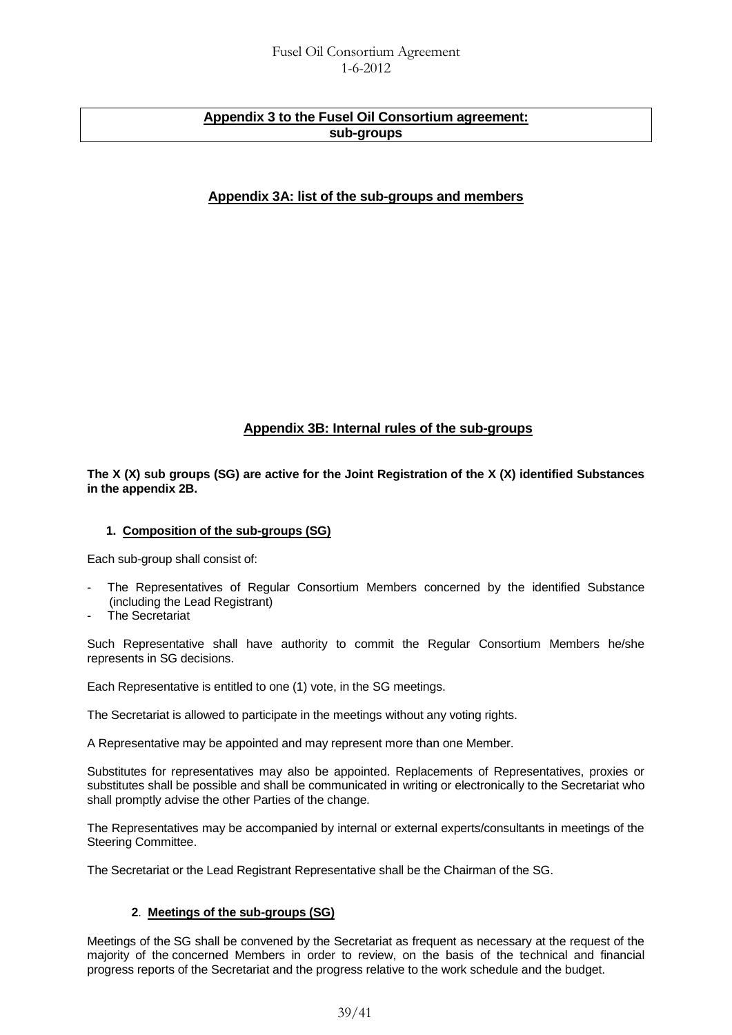**Appendix 3 to the Fusel Oil Consortium agreement:**
**sub-groups**

## Appendix 3A: list of the sub-groups and members

## Appendix 3B: Internal rules of the sub-groups

**The X (X) sub groups (SG) are active for the Joint Registration of the X (X) identified Substances in the appendix 2B.**

### 1. Composition of the sub-groups (SG)

Each sub-group shall consist of:

- The Representatives of Regular Consortium Members concerned by the identified Substance (including the Lead Registrant)
- The Secretariat

Such Representative shall have authority to commit the Regular Consortium Members he/she represents in SG decisions.

Each Representative is entitled to one (1) vote, in the SG meetings.

The Secretariat is allowed to participate in the meetings without any voting rights.

A Representative may be appointed and may represent more than one Member.

Substitutes for representatives may also be appointed. Replacements of Representatives, proxies or substitutes shall be possible and shall be communicated in writing or electronically to the Secretariat who shall promptly advise the other Parties of the change.

The Representatives may be accompanied by internal or external experts/consultants in meetings of the Steering Committee.

The Secretariat or the Lead Registrant Representative shall be the Chairman of the SG.

### 2. Meetings of the sub-groups (SG)

Meetings of the SG shall be convened by the Secretariat as frequent as necessary at the request of the majority of the concerned Members in order to review, on the basis of the technical and financial progress reports of the Secretariat and the progress relative to the work schedule and the budget.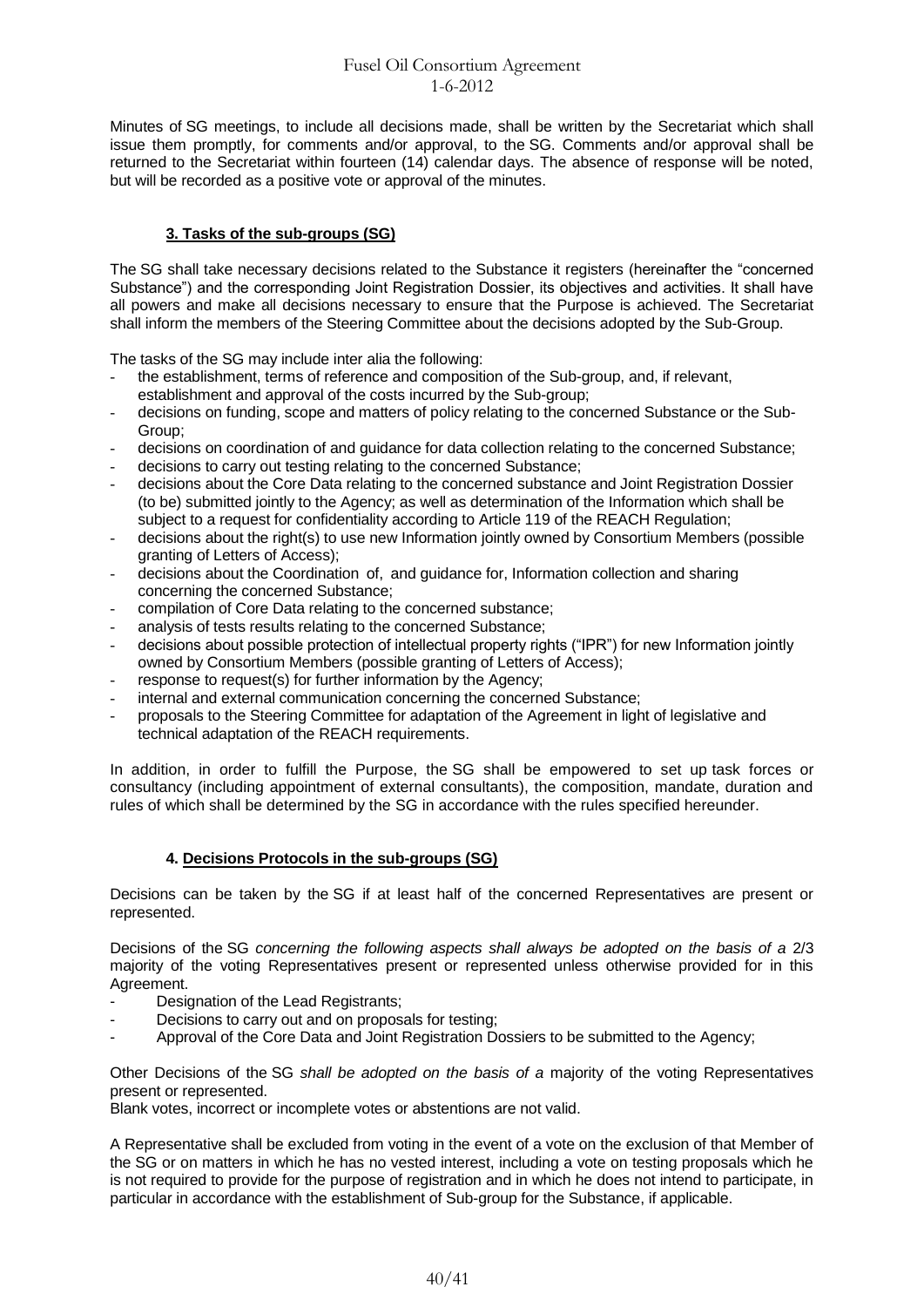Minutes of SG meetings, to include all decisions made, shall be written by the Secretariat which shall issue them promptly, for comments and/or approval, to the SG. Comments and/or approval shall be returned to the Secretariat within fourteen (14) calendar days. The absence of response will be noted, but will be recorded as a positive vote or approval of the minutes.

### 3. Tasks of the sub-groups (SG)

The SG shall take necessary decisions related to the Substance it registers (hereinafter the "concerned Substance") and the corresponding Joint Registration Dossier, its objectives and activities. It shall have all powers and make all decisions necessary to ensure that the Purpose is achieved. The Secretariat shall inform the members of the Steering Committee about the decisions adopted by the Sub-Group.

The tasks of the SG may include inter alia the following:

- the establishment, terms of reference and composition of the Sub-group, and, if relevant, establishment and approval of the costs incurred by the Sub-group;
- decisions on funding, scope and matters of policy relating to the concerned Substance or the Sub-Group;
- decisions on coordination of and guidance for data collection relating to the concerned Substance;
- decisions to carry out testing relating to the concerned Substance;
- decisions about the Core Data relating to the concerned substance and Joint Registration Dossier (to be) submitted jointly to the Agency; as well as determination of the Information which shall be subject to a request for confidentiality according to Article 119 of the REACH Regulation;
- decisions about the right(s) to use new Information jointly owned by Consortium Members (possible granting of Letters of Access);
- decisions about the Coordination of, and guidance for, Information collection and sharing concerning the concerned Substance;
- compilation of Core Data relating to the concerned substance;
- analysis of tests results relating to the concerned Substance;
- decisions about possible protection of intellectual property rights ("IPR") for new Information jointly owned by Consortium Members (possible granting of Letters of Access);
- response to request(s) for further information by the Agency;
- internal and external communication concerning the concerned Substance;
- proposals to the Steering Committee for adaptation of the Agreement in light of legislative and technical adaptation of the REACH requirements.

In addition, in order to fulfill the Purpose, the SG shall be empowered to set up task forces or consultancy (including appointment of external consultants), the composition, mandate, duration and rules of which shall be determined by the SG in accordance with the rules specified hereunder.

### 4. Decisions Protocols in the sub-groups (SG)

Decisions can be taken by the SG if at least half of the concerned Representatives are present or represented.

Decisions of the SG *concerning the following aspects shall always be adopted on the basis of a* 2/3 majority of the voting Representatives present or represented unless otherwise provided for in this Agreement.

- Designation of the Lead Registrants;
- Decisions to carry out and on proposals for testing;
- Approval of the Core Data and Joint Registration Dossiers to be submitted to the Agency;

Other Decisions of the SG *shall be adopted on the basis of a* majority of the voting Representatives present or represented.
Blank votes, incorrect or incomplete votes or abstentions are not valid.

A Representative shall be excluded from voting in the event of a vote on the exclusion of that Member of the SG or on matters in which he has no vested interest, including a vote on testing proposals which he is not required to provide for the purpose of registration and in which he does not intend to participate, in particular in accordance with the establishment of Sub-group for the Substance, if applicable.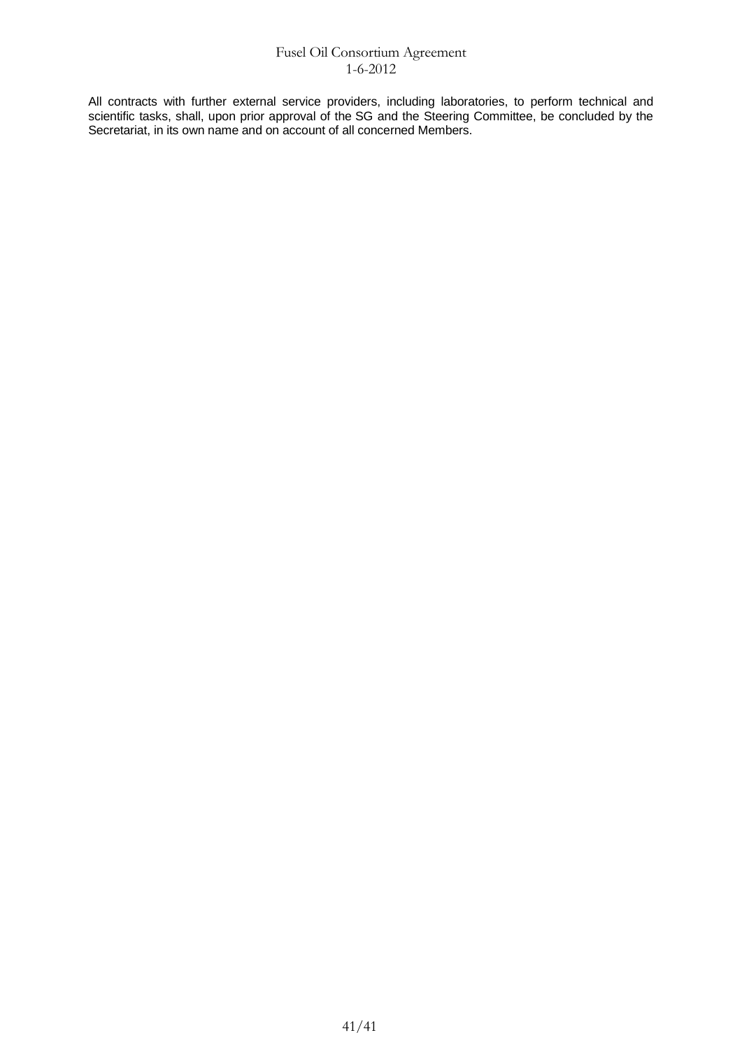All contracts with further external service providers, including laboratories, to perform technical and scientific tasks, shall, upon prior approval of the SG and the Steering Committee, be concluded by the Secretariat, in its own name and on account of all concerned Members.